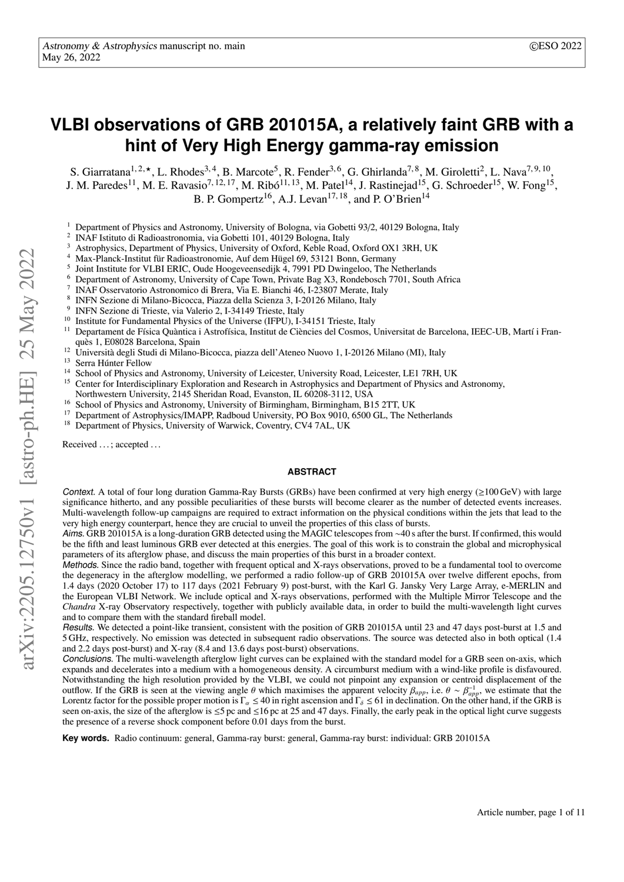# VLBI observations of GRB 201015A, a relatively faint GRB with a hint of Very High Energy gamma-ray emission

S. Giarratana[1,2,⋆], L. Rhodes[3,4], B. Marcote[5], R. Fender[3,6], G. Ghirlanda[7,8], M. Giroletti[2], L. Nava[7,9,10], J. M. Paredes[11], M. E. Ravasio[7,12,17], M. Ribó[11,13], M. Patel[14], J. Rastinejad[15], G. Schroeder[15], W. Fong[15], B. P. Gompertz[16], A.J. Levan[17,18], and P. O'Brien[14]

1. Department of Physics and Astronomy, University of Bologna, via Gobetti 93/2, 40129 Bologna, Italy
2. INAF Istituto di Radioastronomia, via Gobetti 101, 40129 Bologna, Italy
3. Astrophysics, Department of Physics, University of Oxford, Keble Road, Oxford OX1 3RH, UK
4. Max-Planck-Institut für Radioastronomie, Auf dem Hügel 69, 53121 Bonn, Germany
5. Joint Institute for VLBI ERIC, Oude Hoogeveensedijk 4, 7991 PD Dwingeloo, The Netherlands
6. Department of Astronomy, University of Cape Town, Private Bag X3, Rondebosch 7701, South Africa
7. INAF Osservatorio Astronomico di Brera, Via E. Bianchi 46, I-23807 Merate, Italy
8. INFN Sezione di Milano-Bicocca, Piazza della Scienza 3, I-20126 Milano, Italy
9. INFN Sezione di Trieste, via Valerio 2, I-34149 Trieste, Italy
10. Institute for Fundamental Physics of the Universe (IFPU), I-34151 Trieste, Italy
11. Departament de Física Quàntica i Astrofísica, Institut de Ciències del Cosmos, Universitat de Barcelona, IEEC-UB, Martí i Franquès 1, E08028 Barcelona, Spain
12. Università degli Studi di Milano-Bicocca, piazza dell'Ateneo Nuovo 1, I-20126 Milano (MI), Italy
13. Serra Húnter Fellow
14. School of Physics and Astronomy, University of Leicester, University Road, Leicester, LE1 7RH, UK
15. Center for Interdisciplinary Exploration and Research in Astrophysics and Department of Physics and Astronomy, Northwestern University, 2145 Sheridan Road, Evanston, IL 60208-3112, USA
16. School of Physics and Astronomy, University of Birmingham, Birmingham, B15 2TT, UK
17. Department of Astrophysics/IMAPP, Radboud University, PO Box 9010, 6500 GL, The Netherlands
18. Department of Physics, University of Warwick, Coventry, CV4 7AL, UK

Received ... ; accepted ...

## ABSTRACT

*Context.* A total of four long duration Gamma-Ray Bursts (GRBs) have been confirmed at very high energy (≥100 GeV) with large significance hitherto, and any possible peculiarities of these bursts will become clearer as the number of detected events increases. Multi-wavelength follow-up campaigns are required to extract information on the physical conditions within the jets that lead to the very high energy counterpart, hence they are crucial to unveil the properties of this class of bursts.

*Aims.* GRB 201015A is a long-duration GRB detected using the MAGIC telescopes from ∼40 s after the burst. If confirmed, this would be the fifth and least luminous GRB ever detected at these energies. The goal of this work is to constrain the global and microphysical parameters of its afterglow phase, and discuss the main properties of this burst in a broader context.

*Methods.* Since the radio band, together with frequent optical and X-rays observations, proved to be a fundamental tool to overcome the degeneracy in the afterglow modelling, we performed a radio follow-up of GRB 201015A over twelve different epochs, from 1.4 days (2020 October 17) to 117 days (2021 February 9) post-burst, with the Karl G. Jansky Very Large Array, e-MERLIN and the European VLBI Network. We include optical and X-rays observations, performed with the Multiple Mirror Telescope and the *Chandra* X-ray Observatory respectively, together with publicly available data, in order to build the multi-wavelength light curves and to compare them with the standard fireball model.

*Results.* We detected a point-like transient, consistent with the position of GRB 201015A until 23 and 47 days post-burst at 1.5 and 5 GHz, respectively. No emission was detected in subsequent radio observations. The source was detected also in both optical (1.4 and 2.2 days post-burst) and X-ray (8.4 and 13.6 days post-burst) observations.

*Conclusions.* The multi-wavelength afterglow light curves can be explained with the standard model for a GRB seen on-axis, which expands and decelerates into a medium with a homogeneous density. A circumburst medium with a wind-like profile is disfavoured. Notwithstanding the high resolution provided by the VLBI, we could not pinpoint any expansion or centroid displacement of the outflow. If the GRB is seen at the viewing angle $\theta$ which maximises the apparent velocity $\beta_{app}$, i.e. $\theta \sim \beta_{app}^{-1}$, we estimate that the Lorentz factor for the possible proper motion is $\Gamma_\alpha \leq 40$ in right ascension and $\Gamma_\delta \leq 61$ in declination. On the other hand, if the GRB is seen on-axis, the size of the afterglow is ≤5 pc and ≤16 pc at 25 and 47 days. Finally, the early peak in the optical light curve suggests the presence of a reverse shock component before 0.01 days from the burst.

**Key words.** Radio continuum: general, Gamma-ray burst: general, Gamma-ray burst: individual: GRB 201015A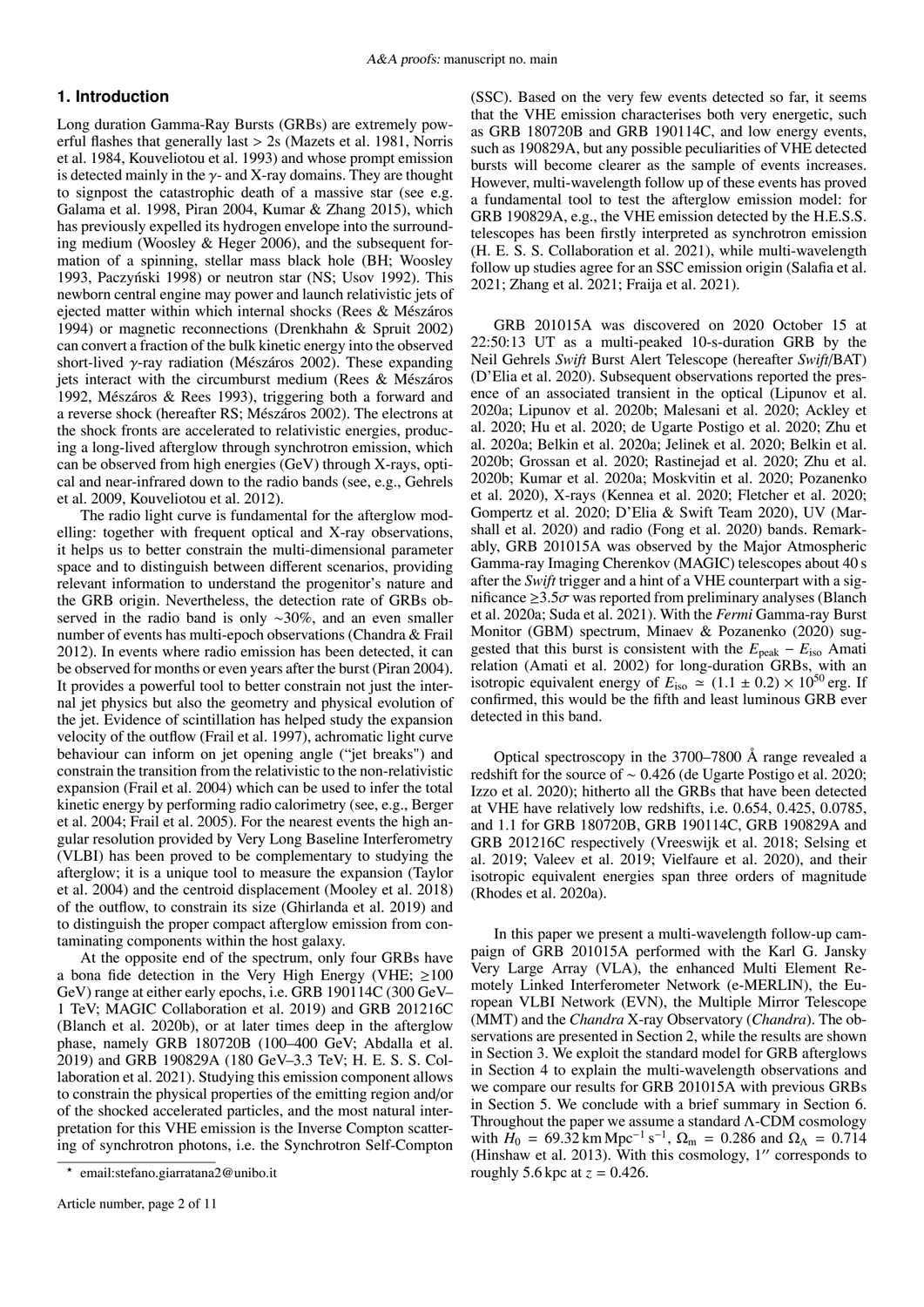## 1. Introduction

Long duration Gamma-Ray Bursts (GRBs) are extremely powerful flashes that generally last > 2s (Mazets et al. 1981, Norris et al. 1984, Kouveliotou et al. 1993) and whose prompt emission is thought to be detected mainly in the $\gamma$- and X-ray domains. They are thought to signpost the catastrophic death of a massive star (see e.g. Galama et al. 1998, Piran 2004, Kumar & Zhang 2015), which has previously expelled its hydrogen envelope into the surrounding medium (Woosley & Heger 2006), and the subsequent formation of a spinning, stellar mass black hole (BH; Woosley 1993, Paczyński 1998) or neutron star (NS; Usov 1992). This newborn central engine may power and launch relativistic jets of ejected matter within which internal shocks (Rees & Mészáros 1994) or magnetic reconnections (Drenkhahn & Spruit 2002) can convert a fraction of the bulk kinetic energy into the observed short-lived $\gamma$-ray radiation (Mészáros 2002). These expanding jets interact with the circumburst medium (Rees & Mészáros 1992, Mészáros & Rees 1993), triggering both a forward and a reverse shock (hereafter RS; Mészáros 2002). The electrons at the shock fronts are accelerated to relativistic energies, producing a long-lived afterglow through synchrotron emission, which can be observed from high energies (GeV) through X-rays, optical and near-infrared down to the radio bands (see, e.g., Gehrels et al. 2009, Kouveliotou et al. 2012).

The radio light curve is fundamental for the afterglow modelling: together with frequent optical and X-ray observations, it helps us to better constrain the multi-dimensional parameter space and to distinguish between different scenarios, providing relevant information to understand the progenitor's nature and the GRB origin. Nevertheless, the detection rate of GRBs observed in the radio band is only ~30%, and an even smaller number of events has multi-epoch observations (Chandra & Frail 2012). In events where radio emission has been detected, it can be observed for months or even years after the burst (Piran 2004). It provides a powerful tool to better constrain not just the internal jet physics but also the geometry and physical evolution of the jet. Evidence of scintillation has helped study the expansion velocity of the outflow (Frail et al. 1997), achromatic light curve behaviour can inform on jet opening angle ("jet breaks") and constrain the transition from the relativistic to the non-relativistic expansion (Frail et al. 2004) which can be used to infer the total kinetic energy by performing radio calorimetry (see, e.g., Berger et al. 2004; Frail et al. 2005). For the nearest events the high angular resolution provided by Very Long Baseline Interferometry (VLBI) has been proved to be complementary to studying the afterglow; it is a unique tool to measure the expansion (Taylor et al. 2004) and the centroid displacement (Mooley et al. 2018) of the outflow, to constrain its size (Ghirlanda et al. 2019) and to distinguish the proper compact afterglow emission from contaminating components within the host galaxy.

At the opposite end of the spectrum, only four GRBs have a bona fide detection in the Very High Energy (VHE; ≥100 GeV) range at either early epochs, i.e. GRB 190114C (300 GeV–1 TeV; MAGIC Collaboration et al. 2019) and GRB 201216C (Blanch et al. 2020b), or at later times deep in the afterglow phase, namely GRB 180720B (100–400 GeV; Abdalla et al. 2019) and GRB 190829A (180 GeV–3.3 TeV; H. E. S. S. Collaboration et al. 2021). Studying this emission component allows to constrain the physical properties of the emitting region and/or of the shocked accelerated particles, and the most natural interpretation for this VHE emission is the Inverse Compton scattering of synchrotron photons, i.e. the Synchrotron Self-Compton (SSC). Based on the very few events detected so far, it seems that the VHE emission characterises both very energetic, such as GRB 180720B and GRB 190114C, and low energy events, such as 190829A, but any possible peculiarities of VHE detected bursts will become clearer as the sample of events increases. However, multi-wavelength follow up of these events has proved a fundamental tool to test the afterglow emission model: for GRB 190829A, e.g., the VHE emission detected by the H.E.S.S. telescopes has been firstly interpreted as synchrotron emission (H. E. S. S. Collaboration et al. 2021), while multi-wavelength follow up studies agree for an SSC emission origin (Salafia et al. 2021; Zhang et al. 2021; Fraija et al. 2021).

GRB 201015A was discovered on 2020 October 15 at 22:50:13 UT as a multi-peaked 10-s-duration GRB by the Neil Gehrels *Swift* Burst Alert Telescope (hereafter *Swift*/BAT) (D'Elia et al. 2020). Subsequent observations reported the presence of an associated transient in the optical (Lipunov et al. 2020a; Lipunov et al. 2020b; Malesani et al. 2020; Ackley et al. 2020; Hu et al. 2020; de Ugarte Postigo et al. 2020; Zhu et al. 2020a; Belkin et al. 2020a; Jelinek et al. 2020; Belkin et al. 2020b; Grossan et al. 2020; Rastinejad et al. 2020; Zhu et al. 2020b; Kumar et al. 2020a; Moskvitin et al. 2020; Pozanenko et al. 2020), X-rays (Kennea et al. 2020; Fletcher et al. 2020; Gompertz et al. 2020; D'Elia & Swift Team 2020), UV (Marshall et al. 2020) and radio (Fong et al. 2020) bands. Remarkably, GRB 201015A was observed by the Major Atmospheric Gamma-ray Imaging Cherenkov (MAGIC) telescopes about 40 s after the *Swift* trigger and a hint of a VHE counterpart with a significance ≥3.5$\sigma$ was reported from preliminary analyses (Blanch et al. 2020a; Suda et al. 2021). With the *Fermi* Gamma-ray Burst Monitor (GBM) spectrum, Minaev & Pozanenko (2020) suggested that this burst is consistent with the $E_{\rm peak} - E_{\rm iso}$ Amati relation (Amati et al. 2002) for long-duration GRBs, with an isotropic equivalent energy of $E_{\rm iso} \simeq (1.1 \pm 0.2) \times 10^{50}$ erg. If confirmed, this would be the fifth and least luminous GRB ever detected in this band.

Optical spectroscopy in the 3700–7800 Å range revealed a redshift for the source of ~ 0.426 (de Ugarte Postigo et al. 2020; Izzo et al. 2020); hitherto all the GRBs that have been detected at VHE have relatively low redshifts, i.e. 0.654, 0.425, 0.0785, and 1.1 for GRB 180720B, GRB 190114C, GRB 190829A and GRB 201216C respectively (Vreeswijk et al. 2018; Selsing et al. 2019; Valeev et al. 2019; Vielfaure et al. 2020), and their isotropic equivalent energies span three orders of magnitude (Rhodes et al. 2020a).

In this paper we present a multi-wavelength follow-up campaign of GRB 201015A performed with the Karl G. Jansky Very Large Array (VLA), the enhanced Multi Element Remotely Linked Interferometer Network (e-MERLIN), the European VLBI Network (EVN), the Multiple Mirror Telescope (MMT) and the *Chandra* X-ray Observatory (*Chandra*). The observations are presented in Section 2, while the results are shown in Section 3. We exploit the standard model for GRB afterglows in Section 4 to explain the multi-wavelength observations and we compare our results for GRB 201015A with previous GRBs in Section 5. We conclude with a brief summary in Section 6. Throughout the paper we assume a standard Λ-CDM cosmology with $H_0 = 69.32\,{\rm km\,Mpc^{-1}\,s^{-1}}$, $\Omega_{\rm m} = 0.286$ and $\Omega_\Lambda = 0.714$ (Hinshaw et al. 2013). With this cosmology, 1″ corresponds to roughly 5.6 kpc at $z = 0.426$.

---

* email:stefano.giarratana2@unibo.it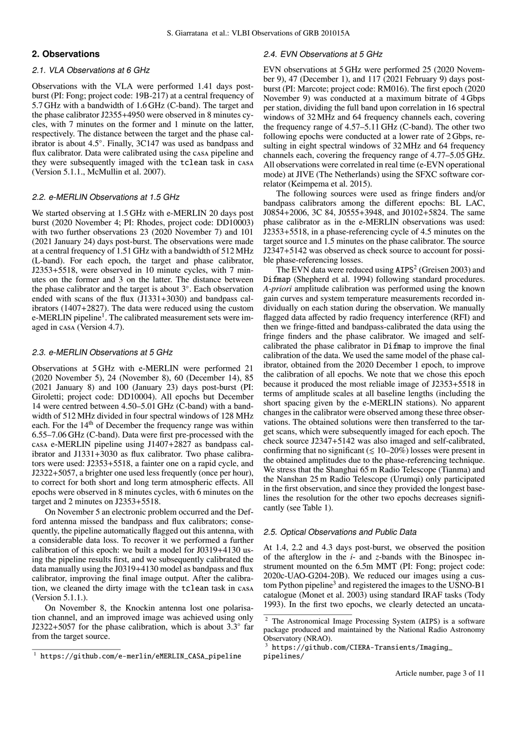## 2. Observations

### 2.1. VLA Observations at 6 GHz

Observations with the VLA were performed 1.41 days post-burst (PI: Fong; project code: 19B-217) at a central frequency of 5.7 GHz with a bandwidth of 1.6 GHz (C-band). The target and the phase calibrator J2355+4950 were observed in 8 minutes cycles, with 7 minutes on the former and 1 minute on the latter, respectively. The distance between the target and the phase calibrator is about 4.5°. Finally, 3C147 was used as bandpass and flux calibrator. Data were calibrated using the CASA pipeline and they were subsequently imaged with the `tclean` task in CASA (Version 5.1.1., McMullin et al. 2007).

### 2.2. e-MERLIN Observations at 1.5 GHz

We started observing at 1.5 GHz with e-MERLIN 20 days post burst (2020 November 4; PI: Rhodes, project code: DD10003) with two further observations 23 (2020 November 7) and 101 (2021 January 24) days post-burst. The observations were made at a central frequency of 1.51 GHz with a bandwidth of 512 MHz (L-band). For each epoch, the target and phase calibrator, J2353+5518, were observed in 10 minute cycles, with 7 minutes on the former and 3 on the latter. The distance between the phase calibrator and the target is about 3°. Each observation ended with scans of the flux (J1331+3030) and bandpass calibrators (1407+2827). The data were reduced using the custom e-MERLIN pipeline[1]. The calibrated measurement sets were imaged in CASA (Version 4.7).

### 2.3. e-MERLIN Observations at 5 GHz

Observations at 5 GHz with e-MERLIN were performed 21 (2020 November 5), 24 (November 8), 60 (December 14), 85 (2021 January 8) and 100 (January 23) days post-burst (PI: Giroletti; project code: DD10004). All epochs but December 14 were centred between 4.50–5.01 GHz (C-band) with a bandwidth of 512 MHz divided in four spectral windows of 128 MHz each. For the 14[th] of December the frequency range was within 6.55–7.06 GHz (C-band). Data were first pre-processed with the CASA e-MERLIN pipeline using J1407+2827 as bandpass calibrator and J1331+3030 as flux calibrator. Two phase calibrators were used: J2353+5518, a fainter one on a rapid cycle, and J2322+5057, a brighter one used less frequently (once per hour), to correct for both short and long term atmospheric effects. All epochs were observed in 8 minutes cycles, with 6 minutes on the target and 2 minutes on J2353+5518.

On November 5 an electronic problem occurred and the Defford antenna missed the bandpass and flux calibrators; consequently, the pipeline automatically flagged out this antenna, with a considerable data loss. To recover it we performed a further calibration of this epoch: we built a model for J0319+4130 using the pipeline results first, and we subsequently calibrated the data manually using the J0319+4130 model as bandpass and flux calibrator, improving the final image output. After the calibration, we cleaned the dirty image with the `tclean` task in CASA (Version 5.1.1.).

On November 8, the Knockin antenna lost one polarisation channel, and an improved image was achieved using only J2322+5057 for the phase calibration, which is about 3.3° far from the target source.

[1] https://github.com/e-merlin/eMERLIN_CASA_pipeline

### 2.4. EVN Observations at 5 GHz

EVN observations at 5 GHz were performed 25 (2020 November 9), 47 (December 1), and 117 (2021 February 9) days post-burst (PI: Marcote; project code: RM016). The first epoch (2020 November 9) was conducted at a maximum bitrate of 4 Gbps per station, dividing the full band upon correlation in 16 spectral windows of 32 MHz and 64 frequency channels each, covering the frequency range of 4.57–5.11 GHz (C-band). The other two following epochs were conducted at a lower rate of 2 Gbps, resulting in eight spectral windows of 32 MHz and 64 frequency channels each, covering the frequency range of 4.77–5.05 GHz. All observations were correlated in real time (e-EVN operational mode) at JIVE (The Netherlands) using the SFXC software correlator (Keimpema et al. 2015).

The following sources were used as fringe finders and/or bandpass calibrators among the different epochs: BL LAC, J0854+2006, 3C 84, J0555+3948, and J0102+5824. The same phase calibrator as in the e-MERLIN observations was used: J2353+5518, in a phase-referencing cycle of 4.5 minutes on the target source and 1.5 minutes on the phase calibrator. The source J2347+5142 was observed as check source to account for possible phase-referencing losses.

The EVN data were reduced using `AIPS`[2] (Greisen 2003) and `Difmap` (Shepherd et al. 1994) following standard procedures. *A-priori* amplitude calibration was performed using the known gain curves and system temperature measurements recorded individually on each station during the observation. We manually flagged data affected by radio frequency interference (RFI) and then we fringe-fitted and bandpass-calibrated the data using the fringe finders and the phase calibrator. We imaged and self-calibrated the phase calibrator in `Difmap` to improve the final calibration of the data. We used the same model of the phase calibrator, obtained from the 2020 December 1 epoch, to improve the calibration of all epochs. We note that we chose this epoch because it produced the most reliable image of J2353+5518 in terms of amplitude scales at all baseline lengths (including the short spacing given by the e-MERLIN stations). No apparent changes in the calibrator were observed among these three observations. The obtained solutions were then transferred to the target scans, which were subsequently imaged for each epoch. The check source J2347+5142 was also imaged and self-calibrated, confirming that no significant ($\lesssim$ 10–20%) losses were present in the obtained amplitudes due to the phase-referencing technique. We stress that the Shanghai 65 m Radio Telescope (Tianma) and the Nanshan 25 m Radio Telescope (Urumqi) only participated in the first observation, and since they provided the longest baselines the resolution for the other two epochs decreases significantly (see Table 1).

### 2.5. Optical Observations and Public Data

At 1.4, 2.2 and 4.3 days post-burst, we observed the position of the afterglow in the *i*- and *z*-bands with the Binospec instrument mounted on the 6.5m MMT (PI: Fong; project code: 2020c-UAO-G204-20B). We reduced our images using a custom Python pipeline[3] and registered the images to the USNO-B1 catalogue (Monet et al. 2003) using standard IRAF tasks (Tody 1993). In the first two epochs, we clearly detected an uncata-

[2] The Astronomical Image Processing System (AIPS) is a software package produced and maintained by the National Radio Astronomy Observatory (NRAO).

[3] https://github.com/CIERA-Transients/Imaging_pipelines/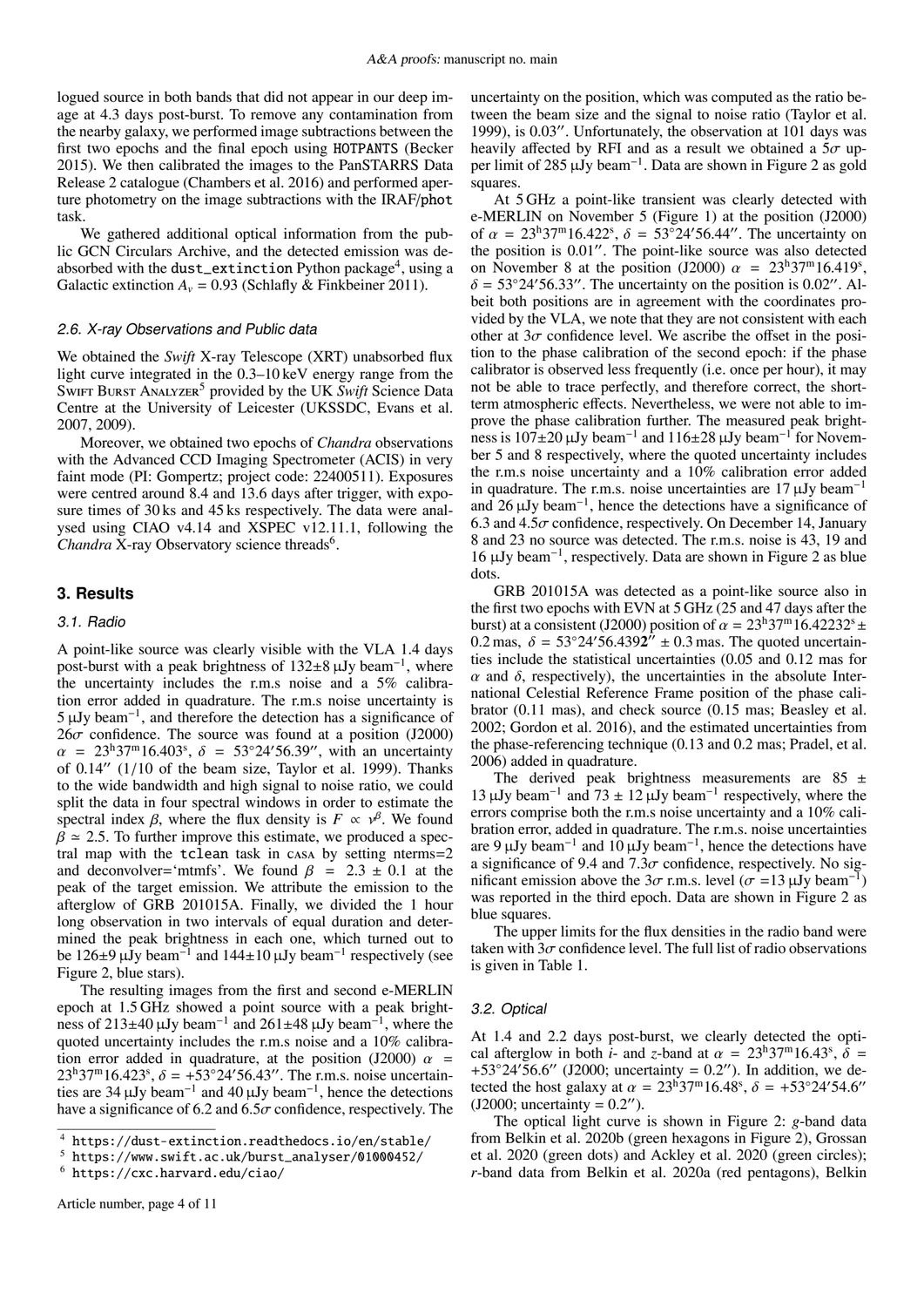logued source in both bands that did not appear in our deep image at 4.3 days post-burst. To remove any contamination from the nearby galaxy, we performed image subtractions between the first two epochs and the final epoch using HOTPANTS (Becker 2015). We then calibrated the images to the PanSTARRS Data Release 2 catalogue (Chambers et al. 2016) and performed aperture photometry on the image subtractions with the IRAF/phot task.

We gathered additional optical information from the public GCN Circulars Archive, and the detected emission was de-absorbed with the dust_extinction Python package[4], using a Galactic extinction $A_v = 0.93$ (Schlafly & Finkbeiner 2011).

### 2.6. X-ray Observations and Public data

We obtained the *Swift* X-ray Telescope (XRT) unabsorbed flux light curve integrated in the 0.3–10 keV energy range from the Swift Burst Analyzer[5] provided by the UK *Swift* Science Data Centre at the University of Leicester (UKSSDC, Evans et al. 2007, 2009).

Moreover, we obtained two epochs of *Chandra* observations with the Advanced CCD Imaging Spectrometer (ACIS) in very faint mode (PI: Gompertz; project code: 22400511). Exposures were centred around 8.4 and 13.6 days after trigger, with exposure times of 30 ks and 45 ks respectively. The data were analysed using CIAO v4.14 and XSPEC v12.11.1, following the *Chandra* X-ray Observatory science threads[6].

## 3. Results

### 3.1. Radio

A point-like source was clearly visible with the VLA 1.4 days post-burst with a peak brightness of 132±8 μJy beam$^{-1}$, where the uncertainty includes the r.m.s noise and a 5% calibration error added in quadrature. The r.m.s noise uncertainty is 5 μJy beam$^{-1}$, and therefore the detection has a significance of 26σ confidence. The source was found at a position (J2000) $\alpha = 23^h37^m16.403^s$, $\delta = 53°24'56.39''$, with an uncertainty of 0.14″ (1/10 of the beam size, Taylor et al. 1999). Thanks to the wide bandwidth and high signal to noise ratio, we could split the data in four spectral windows in order to estimate the spectral index $\beta$, where the flux density is $F \propto \nu^{\beta}$. We found $\beta \simeq 2.5$. To further improve this estimate, we produced a spectral map with the tclean task in casa by setting nterms=2 and deconvolver='mtmfs'. We found $\beta = 2.3 \pm 0.1$ at the peak of the target emission. We attribute the emission to the afterglow of GRB 201015A. Finally, we divided the 1 hour long observation in two intervals of equal duration and determined the peak brightness in each one, which turned out to be 126±9 μJy beam$^{-1}$ and 144±10 μJy beam$^{-1}$ respectively (see Figure 2, blue stars).

The resulting images from the first and second e-MERLIN epoch at 1.5 GHz showed a point source with a peak brightness of 213±40 μJy beam$^{-1}$ and 261±48 μJy beam$^{-1}$, where the quoted uncertainty includes the r.m.s noise and a 10% calibration error added in quadrature, at the position (J2000) $\alpha = 23^h37^m16.423^s$, $\delta = +53°24'56.43''$. The r.m.s. noise uncertainties are 34 μJy beam$^{-1}$ and 40 μJy beam$^{-1}$, hence the detections have a significance of 6.2 and 6.5σ confidence, respectively. The uncertainty on the position, which was computed as the ratio between the beam size and the signal to noise ratio (Taylor et al. 1999), is 0.03″. Unfortunately, the observation at 101 days was heavily affected by RFI and as a result we obtained a 5σ upper limit of 285 μJy beam$^{-1}$. Data are shown in Figure 2 as gold squares.

At 5 GHz a point-like transient was clearly detected with e-MERLIN on November 5 (Figure 1) at the position (J2000) of $\alpha = 23^h37^m16.422^s$, $\delta = 53°24'56.44''$. The uncertainty on the position is 0.01″. The point-like source was also detected on November 8 at the position (J2000) $\alpha = 23^h37^m16.419^s$, $\delta = 53°24'56.33''$. The uncertainty on the position is 0.02″. Albeit both positions are in agreement with the coordinates provided by the VLA, we note that they are not consistent with each other at 3σ confidence level. We ascribe the offset in the position to the phase calibration of the second epoch: if the phase calibrator is observed less frequently (i.e. once per hour), it may not be able to trace perfectly, and therefore correct, the short-term atmospheric effects. Nevertheless, we were not able to improve the phase calibration further. The measured peak brightness is 107±20 μJy beam$^{-1}$ and 116±28 μJy beam$^{-1}$ for November 5 and 8 respectively, where the quoted uncertainty includes the r.m.s noise uncertainty and a 10% calibration error added in quadrature. The r.m.s. noise uncertainties are 17 μJy beam$^{-1}$ and 26 μJy beam$^{-1}$, hence the detections have a significance of 6.3 and 4.5σ confidence, respectively. On December 14, January 8 and 23 no source was detected. The r.m.s. noise is 43, 19 and 16 μJy beam$^{-1}$, respectively. Data are shown in Figure 2 as blue dots.

GRB 201015A was detected as a point-like source also in the first two epochs with EVN at 5 GHz (25 and 47 days after the burst) at a consistent (J2000) position of $\alpha = 23^h37^m16.42232^s \pm 0.2$ mas, $\delta = 53°24'56.4392'' \pm 0.3$ mas. The quoted uncertainties include the statistical uncertainties (0.05 and 0.12 mas for $\alpha$ and $\delta$, respectively), the uncertainties in the absolute International Celestial Reference Frame position of the phase calibrator (0.11 mas), and check source (0.15 mas; Beasley et al. 2002; Gordon et al. 2016), and the estimated uncertainties from the phase-referencing technique (0.13 and 0.2 mas; Pradel, et al. 2006) added in quadrature.

The derived peak brightness measurements are 85 ± 13 μJy beam$^{-1}$ and 73 ± 12 μJy beam$^{-1}$ respectively, where the errors comprise both the r.m.s noise uncertainty and a 10% calibration error, added in quadrature. The r.m.s. noise uncertainties are 9 μJy beam$^{-1}$ and 10 μJy beam$^{-1}$, hence the detections have a significance of 9.4 and 7.3σ confidence, respectively. No significant emission above the 3σ r.m.s. level (σ =13 μJy beam$^{-1}$) was reported in the third epoch. Data are shown in Figure 2 as blue squares.

The upper limits for the flux densities in the radio band were taken with 3σ confidence level. The full list of radio observations is given in Table 1.

### 3.2. Optical

At 1.4 and 2.2 days post-burst, we clearly detected the optical afterglow in both *i*- and *z*-band at $\alpha = 23^h37^m16.43^s$, $\delta = +53°24'56.6''$ (J2000; uncertainty = 0.2″). In addition, we detected the host galaxy at $\alpha = 23^h37^m16.48^s$, $\delta = +53°24'54.6''$ (J2000; uncertainty = 0.2″).

The optical light curve is shown in Figure 2: *g*-band data from Belkin et al. 2020b (green hexagons in Figure 2), Grossan et al. 2020 (green dots) and Ackley et al. 2020 (green circles); *r*-band data from Belkin et al. 2020a (red pentagons), Belkin

[4] https://dust-extinction.readthedocs.io/en/stable/
[5] https://www.swift.ac.uk/burst_analyser/01000452/
[6] https://cxc.harvard.edu/ciao/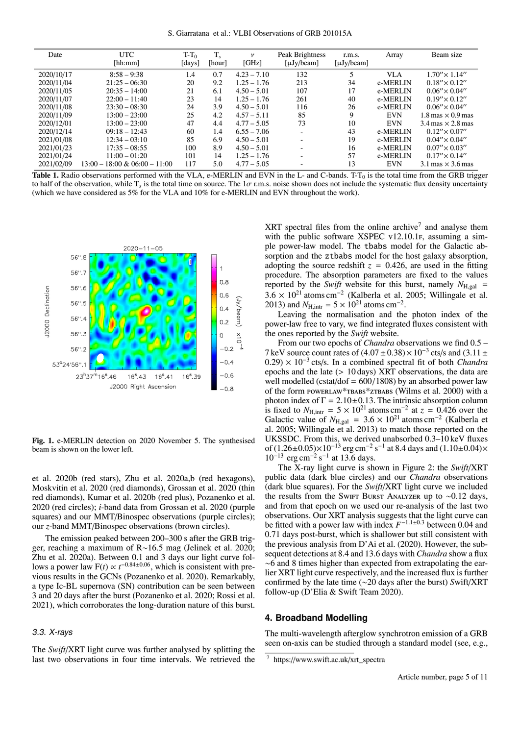| Date | UTC [hh:mm] | T-T$_0$ [days] | T$_s$ [hour] | $\nu$ [GHz] | Peak Brightness [μJy/beam] | r.m.s. [μJy/beam] | Array | Beam size |
|---|---|---|---|---|---|---|---|---|
| 2020/10/17 | 8:58 – 9:38 | 1.4 | 0.7 | 4.23 – 7.10 | 132 | 5 | VLA | 1.70″× 1.14″ |
| 2020/11/04 | 21:25 – 06:30 | 20 | 9.2 | 1.25 – 1.76 | 213 | 34 | e-MERLIN | 0.18″× 0.12″ |
| 2020/11/05 | 20:35 – 14:00 | 21 | 6.1 | 4.50 – 5.01 | 107 | 17 | e-MERLIN | 0.06″× 0.04″ |
| 2020/11/07 | 22:00 – 11:40 | 23 | 14 | 1.25 – 1.76 | 261 | 40 | e-MERLIN | 0.19″× 0.12″ |
| 2020/11/08 | 23:30 – 08:30 | 24 | 3.9 | 4.50 – 5.01 | 116 | 26 | e-MERLIN | 0.06″× 0.04″ |
| 2020/11/09 | 13:00 – 23:00 | 25 | 4.2 | 4.57 – 5.11 | 85 | 9 | EVN | 1.8 mas × 0.9 mas |
| 2020/12/01 | 13:00 – 23:00 | 47 | 4.4 | 4.77 – 5.05 | 73 | 10 | EVN | 3.4 mas × 2.8 mas |
| 2020/12/14 | 09:18 – 12:43 | 60 | 1.4 | 6.55 – 7.06 | - | 43 | e-MERLIN | 0.12″× 0.07″ |
| 2021/01/08 | 12:34 – 03:10 | 85 | 6.9 | 4.50 – 5.01 | - | 19 | e-MERLIN | 0.04″× 0.04″ |
| 2021/01/23 | 17:35 – 08:55 | 100 | 8.9 | 4.50 – 5.01 | - | 16 | e-MERLIN | 0.07″× 0.03″ |
| 2021/01/24 | 11:00 – 01:20 | 101 | 14 | 1.25 – 1.76 | - | 57 | e-MERLIN | 0.17″× 0.14″ |
| 2021/02/09 | 13:00 – 18:00 & 06:00 – 11:00 | 117 | 5.0 | 4.77 – 5.05 | - | 13 | EVN | 3.1 mas × 3.6 mas |

**Table 1.** Radio observations performed with the VLA, e-MERLIN and EVN in the L- and C-bands. T-T$_0$ is the total time from the GRB trigger to half of the observation, while T$_s$ is the total time on source. The 1$\sigma$ r.m.s. noise shown does not include the systematic flux density uncertainty (which we have considered as 5% for the VLA and 10% for e-MERLIN and EVN throughout the work).

**Fig. 1.** e-MERLIN detection on 2020 November 5. The synthesised beam is shown on the lower left.

et al. 2020b (red stars), Zhu et al. 2020a,b (red hexagons), Moskvitin et al. 2020 (red diamonds), Grossan et al. 2020 (thin red diamonds), Kumar et al. 2020b (red plus), Pozanenko et al. 2020 (red circles); *i*-band data from Grossan et al. 2020 (purple squares) and our MMT/Binospec observations (purple circles); our *z*-band MMT/Binospec observations (brown circles).

The emission peaked between 200–300 s after the GRB trigger, reaching a maximum of R∼16.5 mag (Jelinek et al. 2020; Zhu et al. 2020a). Between 0.1 and 3 days our light curve follows a power law $F(t) \propto t^{-0.84\pm0.06}$, which is consistent with previous results in the GCNs (Pozanenko et al. 2020). Remarkably, a type Ic-BL supernova (SN) contribution can be seen between 3 and 20 days after the burst (Pozanenko et al. 2020; Rossi et al. 2021), which corroborates the long-duration nature of this burst.

### 3.3. X-rays

The *Swift*/XRT light curve was further analysed by splitting the last two observations in four time intervals. We retrieved the XRT spectral files from the online archive[7] and analyse them with the public software XSPEC v12.10.1F, assuming a simple power-law model. The `tbabs` model for the Galactic absorption and the `ztbabs` model for the host galaxy absorption, adopting the source redshift $z = 0.426$, are used in the fitting procedure. The absorption parameters are fixed to the values reported by the *Swift* website for this burst, namely $N_{\rm H,gal} = 3.6 \times 10^{21}$ atoms cm$^{-2}$ (Kalberla et al. 2005; Willingale et al. 2013) and $N_{\rm H,intr} = 5 \times 10^{21}$ atoms cm$^{-2}$.

Leaving the normalisation and the photon index of the power-law free to vary, we find integrated fluxes consistent with the ones reported by the *Swift* website.

From our two epochs of *Chandra* observations we find 0.5 – 7 keV source count rates of $(4.07 \pm 0.38) \times 10^{-3}$ cts/s and $(3.11 \pm 0.29) \times 10^{-3}$ cts/s. In a combined spectral fit of both *Chandra* epochs and the late (> 10 days) XRT observations, the data are well modelled (cstat/dof = 600/1808) by an absorbed power law of the form POWERLAW\*TBABS\*ZTBABS (Wilms et al. 2000) with a photon index of $\Gamma = 2.10\pm0.13$. The intrinsic absorption column is fixed to $N_{\rm H,intr} = 5 \times 10^{21}$ atoms cm$^{-2}$ at $z = 0.426$ over the Galactic value of $N_{\rm H,gal} = 3.6 \times 10^{21}$ atoms cm$^{-2}$ (Kalberla et al. 2005; Willingale et al. 2013) to match those reported on the UKSSDC. From this, we derived unabsorbed 0.3–10 keV fluxes of $(1.26\pm0.05)\times10^{-13}$ erg cm$^{-2}$ s$^{-1}$ at 8.4 days and $(1.10\pm0.04)\times 10^{-13}$ erg cm$^{-2}$ s$^{-1}$ at 13.6 days.

The X-ray light curve is shown in Figure 2: the *Swift*/XRT public data (dark blue circles) and our *Chandra* observations (dark blue squares). For the *Swift*/XRT light curve we included the results from the SWIFT BURST ANALYZER up to ∼0.12 days, and from that epoch on we used our re-analysis of the last two observations. Our XRT analysis suggests that the light curve can be fitted with a power law with index $F^{-1.1\pm0.3}$ between 0.04 and 0.71 days post-burst, which is shallower but still consistent with the previous analysis from D'Ai et al. (2020). However, the subsequent detections at 8.4 and 13.6 days with *Chandra* show a flux ∼6 and 8 times higher than expected from extrapolating the earlier XRT light curve respectively, and the increased flux is further confirmed by the late time (∼20 days after the burst) *Swift*/XRT follow-up (D'Elia & Swift Team 2020).

## 4. Broadband Modelling

The multi-wavelength afterglow synchrotron emission of a GRB seen on-axis can be studied through a standard model (see, e.g.,

[7] https://www.swift.ac.uk/xrt_spectra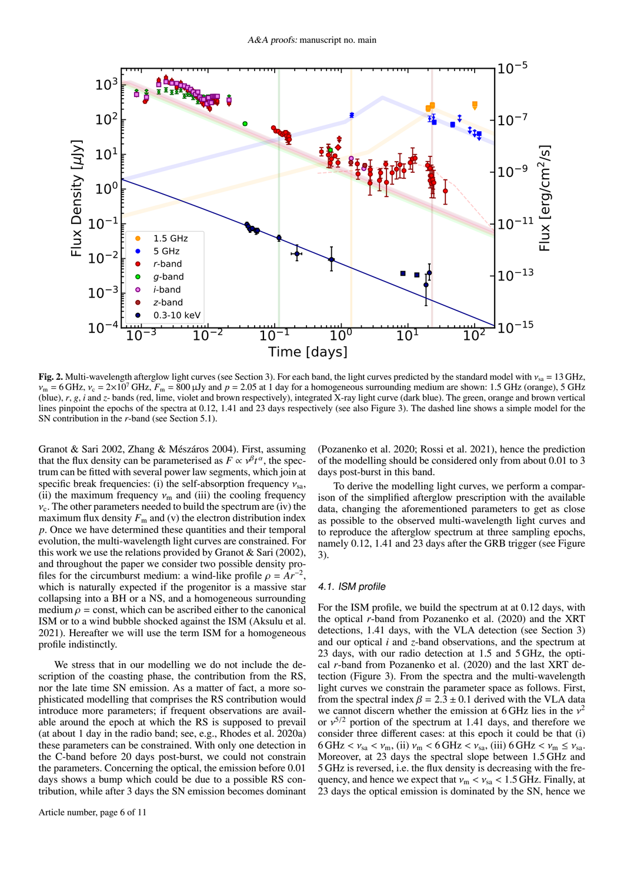**Fig. 2.** Multi-wavelength afterglow light curves (see Section 3). For each band, the light curves predicted by the standard model with $\nu_{sa} = 13$ GHz, $\nu_m = 6$ GHz, $\nu_c = 2{\times}10^7$ GHz, $F_m = 800$ µJy and $p = 2.05$ at 1 day for a homogeneous surrounding medium are shown: 1.5 GHz (orange), 5 GHz (blue), $r$, $g$, $i$ and $z$- bands (red, lime, violet and brown respectively), integrated X-ray light curve (dark blue). The green, orange and brown vertical lines pinpoint the epochs of the spectra at 0.12, 1.41 and 23 days respectively (see also Figure 3). The dashed line shows a simple model for the SN contribution in the $r$-band (see Section 5.1).

Granot & Sari 2002, Zhang & Mészáros 2004). First, assuming that the flux density can be parameterised as $F \propto \nu^{\beta} t^{\alpha}$, the spectrum can be fitted with several power law segments, which join at specific break frequencies: (i) the self-absorption frequency $\nu_{sa}$, (ii) the maximum frequency $\nu_m$ and (iii) the cooling frequency $\nu_c$. The other parameters needed to build the spectrum are (iv) the maximum flux density $F_m$ and (v) the electron distribution index $p$. Once we have determined these quantities and their temporal evolution, the multi-wavelength light curves are constrained. For this work we use the relations provided by Granot & Sari (2002), and throughout the paper we consider two possible density profiles for the circumburst medium: a wind-like profile $\rho = Ar^{-2}$, which is naturally expected if the progenitor is a massive star collapsing into a BH or a NS, and a homogeneous surrounding medium $\rho =$ const, which can be ascribed either to the canonical ISM or to a wind bubble shocked against the ISM (Aksulu et al. 2021). Hereafter we will use the term ISM for a homogeneous profile indistinctly.

We stress that in our modelling we do not include the description of the coasting phase, the contribution from the RS, nor the late time SN emission. As a matter of fact, a more sophisticated modelling that comprises the RS contribution would introduce more parameters; if frequent observations are available around the epoch at which the RS is supposed to prevail (at about 1 day in the radio band; see, e.g., Rhodes et al. 2020a) these parameters can be constrained. With only one detection in the C-band before 20 days post-burst, we could not constrain the parameters. Concerning the optical, the emission before 0.01 days shows a bump which could be due to a possible RS contribution, while after 3 days the SN emission becomes dominant (Pozanenko et al. 2020; Rossi et al. 2021), hence the prediction of the modelling should be considered only from about 0.01 to 3 days post-burst in this band.

To derive the modelling light curves, we perform a comparison of the simplified afterglow prescription with the available data, changing the aforementioned parameters to get as close as possible to the observed multi-wavelength light curves and to reproduce the afterglow spectrum at three sampling epochs, namely 0.12, 1.41 and 23 days after the GRB trigger (see Figure 3).

### 4.1. ISM profile

For the ISM profile, we build the spectrum at at 0.12 days, with the optical $r$-band from Pozanenko et al. (2020) and the XRT detections, 1.41 days, with the VLA detection (see Section 3) and our optical $i$ and $z$-band observations, and the spectrum at 23 days, with our radio detection at 1.5 and 5 GHz, the optical $r$-band from Pozanenko et al. (2020) and the last XRT detection (Figure 3). From the spectra and the multi-wavelength light curves we constrain the parameter space as follows. First, from the spectral index $\beta = 2.3 \pm 0.1$ derived with the VLA data we cannot discern whether the emission at 6 GHz lies in the $\nu^2$ or $\nu^{5/2}$ portion of the spectrum at 1.41 days, and therefore we consider three different cases: at this epoch it could be that (i) 6 GHz $< \nu_{sa} < \nu_m$, (ii) $\nu_m <$ 6 GHz $< \nu_{sa}$, (iii) 6 GHz $< \nu_m \leq \nu_{sa}$. Moreover, at 23 days the spectral slope between 1.5 GHz and 5 GHz is reversed, i.e. the flux density is decreasing with the frequency, and hence we expect that $\nu_m < \nu_{sa} <$ 1.5 GHz. Finally, at 23 days the optical emission is dominated by the SN, hence we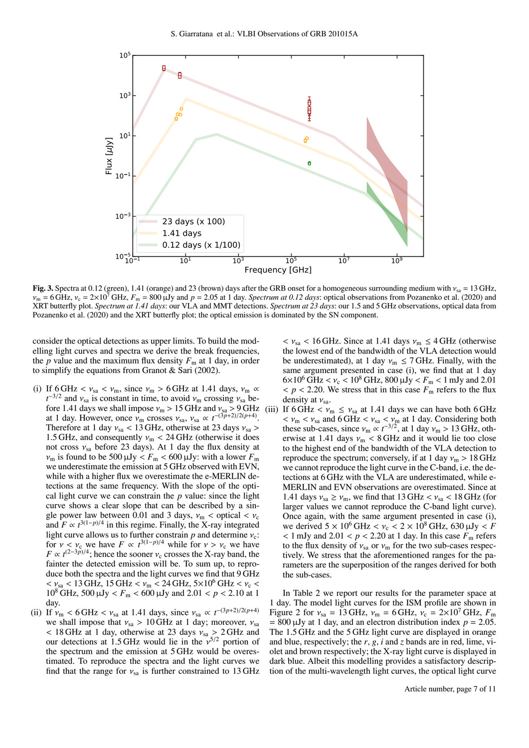**Fig. 3.** Spectra at 0.12 (green), 1.41 (orange) and 23 (brown) days after the GRB onset for a homogeneous surrounding medium with $\nu_{sa} = 13$ GHz, $\nu_m = 6$ GHz, $\nu_c = 2{\times}10^7$ GHz, $F_m = 800$ µJy and $p = 2.05$ at 1 day. *Spectrum at 0.12 days*: optical observations from Pozanenko et al. (2020) and XRT butterfly plot. *Spectrum at 1.41 days*: our VLA and MMT detections. *Spectrum at 23 days*: our 1.5 and 5 GHz observations, optical data from Pozanenko et al. (2020) and the XRT butterfly plot; the optical emission is dominated by the SN component.

consider the optical detections as upper limits. To build the modelling light curves and spectra we derive the break frequencies, the $p$ value and the maximum flux density $F_m$ at 1 day, in order to simplify the equations from Granot & Sari (2002).

(i) If 6 GHz $< \nu_{sa} < \nu_m$, since $\nu_m > 6$ GHz at 1.41 days, $\nu_m \propto t^{-3/2}$ and $\nu_{sa}$ is constant in time, to avoid $\nu_m$ crossing $\nu_{sa}$ before 1.41 days we shall impose $\nu_m > 15$ GHz and $\nu_{sa} > 9$ GHz at 1 day. However, once $\nu_m$ crosses $\nu_{sa}$, $\nu_{sa} \propto t^{-(3p+2)/2(p+4)}$. Therefore at 1 day $\nu_{sa} < 13$ GHz, otherwise at 23 days $\nu_{sa} > 1.5$ GHz, and consequently $\nu_m < 24$ GHz (otherwise it does not cross $\nu_{sa}$ before 23 days). At 1 day the flux density at $\nu_m$ is found to be 500 µJy $< F_m <$ 600 µJy: with a lower $F_m$ we underestimate the emission at 5 GHz observed with EVN, while with a higher flux we overestimate the e-MERLIN detections at the same frequency. With the slope of the optical light curve we can constrain the $p$ value: since the light curve shows a clear slope that can be described by a single power law between 0.01 and 3 days, $\nu_m <$ optical $< \nu_c$ and $F \propto t^{3(1-p)/4}$ in this regime. Finally, the X-ray integrated light curve allows us to further constrain $p$ and determine $\nu_c$: for $\nu < \nu_c$ we have $F \propto t^{3(1-p)/4}$ while for $\nu > \nu_c$ we have $F \propto t^{(2-3p)/4}$; hence the sooner $\nu_c$ crosses the X-ray band, the fainter the detected emission will be. To sum up, to reproduce both the spectra and the light curves we find that 9 GHz $< \nu_{sa} <$ 13 GHz, 15 GHz $< \nu_m <$ 24 GHz, $5{\times}10^6$ GHz $< \nu_c < 10^8$ GHz, 500 µJy $< F_m <$ 600 µJy and $2.01 < p < 2.10$ at 1 day.

(ii) If $\nu_m <$ 6 GHz $< \nu_{sa}$ at 1.41 days, since $\nu_{sa} \propto t^{-(3p+2)/2(p+4)}$ we shall impose that $\nu_{sa} > 10$ GHz at 1 day; moreover, $\nu_{sa} < 18$ GHz at 1 day, otherwise at 23 days $\nu_{sa} > 2$ GHz and our detections at 1.5 GHz would lie in the $\nu^{5/2}$ portion of the spectrum and the emission at 5 GHz would be overestimated. To reproduce the spectra and the light curves we find that the range for $\nu_{sa}$ is further constrained to 13 GHz $< \nu_{sa} <$ 16 GHz. Since at 1.41 days $\nu_m \leq 4$ GHz (otherwise the lowest end of the bandwidth of the VLA detection would be underestimated), at 1 day $\nu_m \leq 7$ GHz. Finally, with the same argument presented in case (i), we find that at 1 day $6{\times}10^6$ GHz $< \nu_c < 10^8$ GHz, 800 µJy $< F_m <$ 1 mJy and $2.01 < p < 2.20$. We stress that in this case $F_m$ refers to the flux density at $\nu_{sa}$.

(iii) If 6 GHz $< \nu_m \leq \nu_{sa}$ at 1.41 days we can have both 6 GHz $< \nu_m < \nu_{sa}$ and 6 GHz $< \nu_{sa} < \nu_m$ at 1 day. Considering both these sub-cases, since $\nu_m \propto t^{-3/2}$, at 1 day $\nu_m > 13$ GHz, otherwise at 1.41 days $\nu_m < 8$ GHz and it would lie too close to the highest end of the bandwidth of the VLA detection to reproduce the spectrum; conversely, if at 1 day $\nu_m > 18$ GHz we cannot reproduce the light curve in the C-band, i.e. the detections at 6 GHz with the VLA are underestimated, while e-MERLIN and EVN observations are overestimated. Since at 1.41 days $\nu_{sa} \geq \nu_m$, we find that 13 GHz $< \nu_{sa} <$ 18 GHz (for larger values we cannot reproduce the C-band light curve). Once again, with the same argument presented in case (i), we derived $5 \times 10^6$ GHz $< \nu_c < 2 \times 10^8$ GHz, 630 µJy $< F <$ 1 mJy and $2.01 < p < 2.20$ at 1 day. In this case $F_m$ refers to the flux density of $\nu_{sa}$ or $\nu_m$ for the two sub-cases respectively. We stress that the aforementioned ranges for the parameters are the superposition of the ranges derived for both the sub-cases.

In Table 2 we report our results for the parameter space at 1 day. The model light curves for the ISM profile are shown in Figure 2 for $\nu_{sa} = 13$ GHz, $\nu_m = 6$ GHz, $\nu_c = 2{\times}10^7$ GHz, $F_m = 800$ µJy at 1 day, and an electron distribution index $p = 2.05$. The 1.5 GHz and the 5 GHz light curve are displayed in orange and blue, respectively; the $r$, $g$, $i$ and $z$ bands are in red, lime, violet and brown respectively; the X-ray light curve is displayed in dark blue. Albeit this modelling provides a satisfactory description of the multi-wavelength light curves, the optical light curve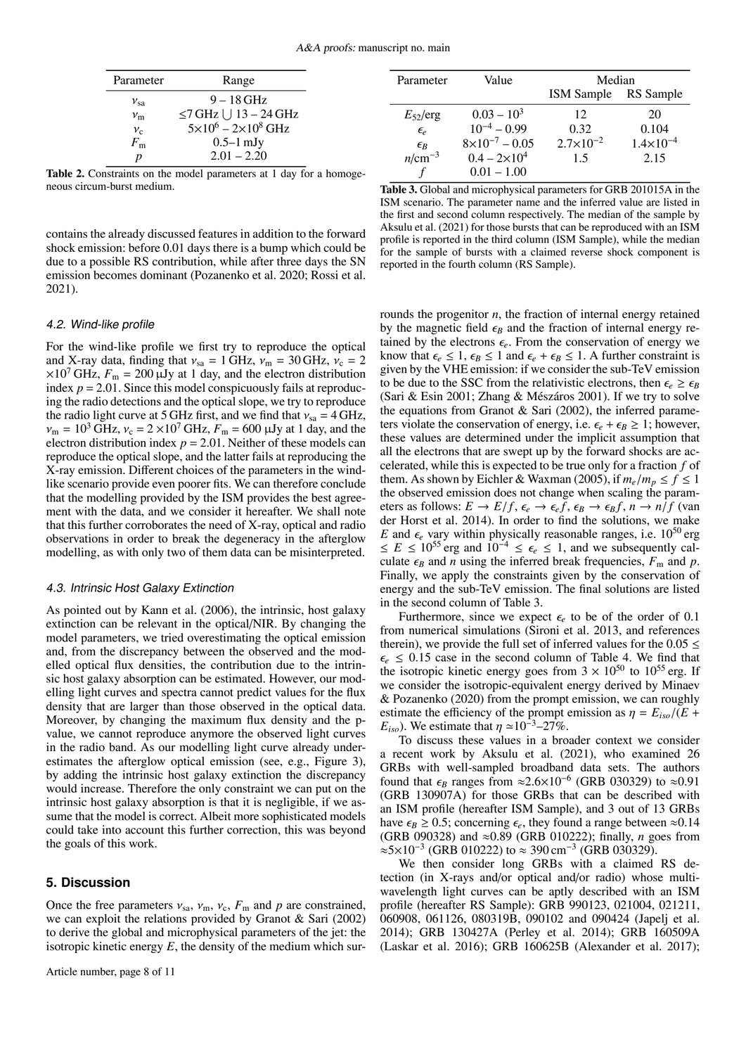| Parameter | Range |
|---|---|
| $\nu_{sa}$ | 9 – 18 GHz |
| $\nu_m$ | ≤7 GHz $\bigcup$ 13 – 24 GHz |
| $\nu_c$ | $5\times10^6$ – $2\times10^8$ GHz |
| $F_m$ | 0.5–1 mJy |
| $p$ | 2.01 – 2.20 |

**Table 2.** Constraints on the model parameters at 1 day for a homogeneous circum-burst medium.

contains the already discussed features in addition to the forward shock emission: before 0.01 days there is a bump which could be due to a possible RS contribution, while after three days the SN emission becomes dominant (Pozanenko et al. 2020; Rossi et al. 2021).

### 4.2. Wind-like profile

For the wind-like profile we first try to reproduce the optical and X-ray data, finding that $\nu_{sa}$ = 1 GHz, $\nu_m$ = 30 GHz, $\nu_c$ = 2 $\times10^7$ GHz, $F_m$ = 200 μJy at 1 day, and the electron distribution index $p$ = 2.01. Since this model conspicuously fails at reproducing the radio detections and the optical slope, we try to reproduce the radio light curve at 5 GHz first, and we find that $\nu_{sa}$ = 4 GHz, $\nu_m$ = $10^3$ GHz, $\nu_c$ = 2 $\times10^7$ GHz, $F_m$ = 600 μJy at 1 day, and the electron distribution index $p$ = 2.01. Neither of these models can reproduce the optical slope, and the latter fails at reproducing the X-ray emission. Different choices of the parameters in the wind-like scenario provide even poorer fits. We can therefore conclude that the modelling provided by the ISM provides the best agreement with the data, and we consider it hereafter. We shall note that this further corroborates the need of X-ray, optical and radio observations in order to break the degeneracy in the afterglow modelling, as with only two of them data can be misinterpreted.

### 4.3. Intrinsic Host Galaxy Extinction

As pointed out by Kann et al. (2006), the intrinsic, host galaxy extinction can be relevant in the optical/NIR. By changing the model parameters, we tried overestimating the optical emission and, from the discrepancy between the observed and the modelled optical flux densities, the contribution due to the intrinsic host galaxy absorption can be estimated. However, our modelling light curves and spectra cannot predict values for the flux density that are larger than those observed in the optical data. Moreover, by changing the maximum flux density and the p-value, we cannot reproduce anymore the observed light curves in the radio band. As our modelling light curve already underestimates the afterglow optical emission (see, e.g., Figure 3), by adding the intrinsic host galaxy extinction the discrepancy would increase. Therefore the only constraint we can put on the intrinsic host galaxy absorption is that it is negligible, if we assume that the model is correct. Albeit more sophisticated models could take into account this further correction, this was beyond the goals of this work.

## 5. Discussion

Once the free parameters $\nu_{sa}$, $\nu_m$, $\nu_c$, $F_m$ and $p$ are constrained, we can exploit the relations provided by Granot & Sari (2002) to derive the global and microphysical parameters of the jet: the isotropic kinetic energy $E$, the density of the medium which surrounds the progenitor $n$, the fraction of internal energy retained by the magnetic field $\epsilon_B$ and the fraction of internal energy retained by the electrons $\epsilon_e$. From the conservation of energy we know that $\epsilon_e \leq 1$, $\epsilon_B \leq 1$ and $\epsilon_e + \epsilon_B \leq 1$. A further constraint is given by the VHE emission: if we consider the sub-TeV emission to be due to the SSC from the relativistic electrons, then $\epsilon_e \geq \epsilon_B$ (Sari & Esin 2001; Zhang & Mészáros 2001). If we try to solve the equations from Granot & Sari (2002), the inferred parameters violate the conservation of energy, i.e. $\epsilon_e + \epsilon_B \geq 1$; however, these values are determined under the implicit assumption that all the electrons that are swept up by the forward shocks are accelerated, while this is expected to be true only for a fraction $f$ of them. As shown by Eichler & Waxman (2005), if $m_e/m_p \leq f \leq 1$ the observed emission does not change when scaling the parameters as follows: $E \rightarrow E/f$, $\epsilon_e \rightarrow \epsilon_e f$, $\epsilon_B \rightarrow \epsilon_B f$, $n \rightarrow n/f$ (van der Horst et al. 2014). In order to find the solutions, we make $E$ and $\epsilon_e$ vary within physically reasonable ranges, i.e. $10^{50}$ erg $\leq E \leq 10^{55}$ erg and $10^{-4} \leq \epsilon_e \leq 1$, and we subsequently calculate $\epsilon_B$ and $n$ using the inferred break frequencies, $F_m$ and $p$. Finally, we apply the constraints given by the conservation of energy and the sub-TeV emission. The final solutions are listed in the second column of Table 3.

| Parameter | Value | Median | |
|---|---|---|---|
| | | ISM Sample | RS Sample |
| $E_{52}$/erg | 0.03 – $10^3$ | 12 | 20 |
| $\epsilon_e$ | $10^{-4}$ – 0.99 | 0.32 | 0.104 |
| $\epsilon_B$ | $8\times10^{-7}$ – 0.05 | $2.7\times10^{-2}$ | $1.4\times10^{-4}$ |
| $n$/cm$^{-3}$ | 0.4 – $2\times10^4$ | 1.5 | 2.15 |
| $f$ | 0.01 – 1.00 | | |

**Table 3.** Global and microphysical parameters for GRB 201015A in the ISM scenario. The parameter name and the inferred value are listed in the first and second column respectively. The median of the sample by Aksulu et al. (2021) for those bursts that can be reproduced with an ISM profile is reported in the third column (ISM Sample), while the median for the sample of bursts with a claimed reverse shock component is reported in the fourth column (RS Sample).

Furthermore, since we expect $\epsilon_e$ to be of the order of 0.1 from numerical simulations (Sironi et al. 2013, and references therein), we provide the full set of inferred values for the 0.05 $\leq \epsilon_e \leq$ 0.15 case in the second column of Table 4. We find that the isotropic kinetic energy goes from $3 \times 10^{50}$ to $10^{55}$ erg. If we consider the isotropic-equivalent energy derived by Minaev & Pozanenko (2020) from the prompt emission, we can roughly estimate the efficiency of the prompt emission as $\eta = E_{iso}/(E + E_{iso})$. We estimate that $\eta \simeq 10^{-3}$–27%.

To discuss these values in a broader context we consider a recent work by Aksulu et al. (2021), who examined 26 GRBs with well-sampled broadband data sets. The authors found that $\epsilon_B$ ranges from $\approx2.6\times10^{-6}$ (GRB 030329) to ≈0.91 (GRB 130907A) for those GRBs that can be described with an ISM profile (hereafter ISM Sample), and 3 out of 13 GRBs have $\epsilon_B \geq 0.5$; concerning $\epsilon_e$, they found a range between ≈0.14 (GRB 090328) and ≈0.89 (GRB 010222); finally, $n$ goes from $\approx5\times10^{-3}$ (GRB 010222) to ≈ 390 cm$^{-3}$ (GRB 030329).

We then consider long GRBs with a claimed RS detection (in X-rays and/or optical and/or radio) whose multi-wavelength light curves can be aptly described with an ISM profile (hereafter RS Sample): GRB 990123, 021004, 021211, 060908, 061126, 080319B, 090102 and 090424 (Japelj et al. 2014); GRB 130427A (Perley et al. 2014); GRB 160509A (Laskar et al. 2016); GRB 160625B (Alexander et al. 2017);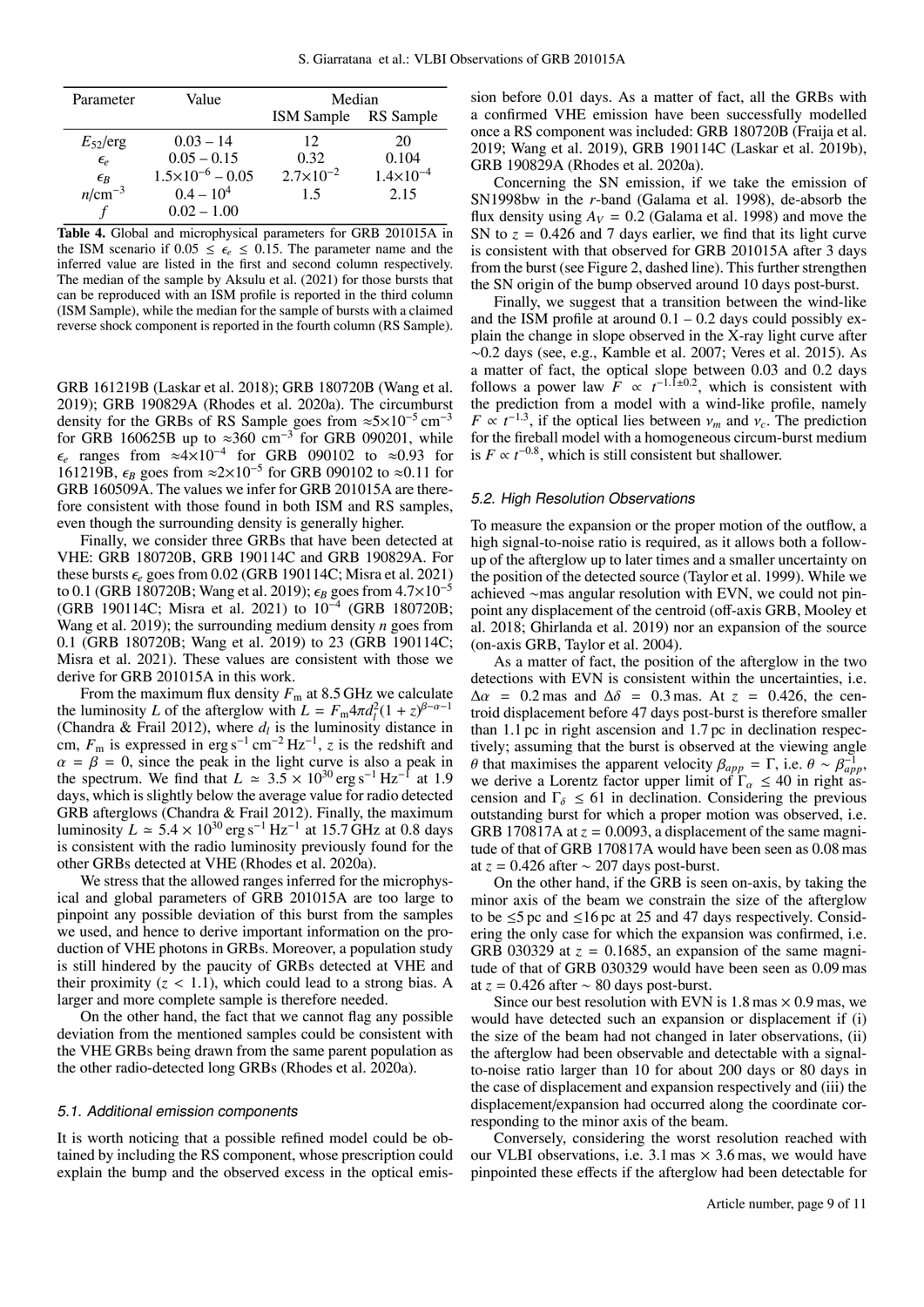| Parameter | Value | Median | |
|---|---|---|---|
| | | ISM Sample | RS Sample |
| $E_{52}$/erg | 0.03 – 14 | 12 | 20 |
| $\epsilon_e$ | 0.05 – 0.15 | 0.32 | 0.104 |
| $\epsilon_B$ | $1.5{\times}10^{-6}$ – 0.05 | $2.7{\times}10^{-2}$ | $1.4{\times}10^{-4}$ |
| $n$/cm$^{-3}$ | 0.4 – $10^4$ | 1.5 | 2.15 |
| $f$ | 0.02 – 1.00 | | |

**Table 4.** Global and microphysical parameters for GRB 201015A in the ISM scenario if $0.05 \leq \epsilon_e \leq 0.15$. The parameter name and the inferred value are listed in the first and second column respectively. The median of the sample by Aksulu et al. (2021) for those bursts that can be reproduced with an ISM profile is reported in the third column (ISM Sample), while the median for the sample of bursts with a claimed reverse shock component is reported in the fourth column (RS Sample).

GRB 161219B (Laskar et al. 2018); GRB 180720B (Wang et al. 2019); GRB 190829A (Rhodes et al. 2020a). The circumburst density for the GRBs of RS Sample goes from $\approx 5{\times}10^{-5}$ cm$^{-3}$ for GRB 160625B up to $\approx$360 cm$^{-3}$ for GRB 090201, while $\epsilon_e$ ranges from $\approx 4{\times}10^{-4}$ for GRB 090102 to $\approx$0.93 for 161219B, $\epsilon_B$ goes from $\approx 2{\times}10^{-5}$ for GRB 090102 to $\approx$0.11 for GRB 160509A. The values we infer for GRB 201015A are therefore consistent with those found in both ISM and RS samples, even though the surrounding density is generally higher.

Finally, we consider three GRBs that have been detected at VHE: GRB 180720B, GRB 190114C and GRB 190829A. For these bursts $\epsilon_e$ goes from 0.02 (GRB 190114C; Misra et al. 2021) to 0.1 (GRB 180720B; Wang et al. 2019); $\epsilon_B$ goes from $4.7{\times}10^{-5}$ (GRB 190114C; Misra et al. 2021) to $10^{-4}$ (GRB 180720B; Wang et al. 2019); the surrounding medium density $n$ goes from 0.1 (GRB 180720B; Wang et al. 2019) to 23 (GRB 190114C; Misra et al. 2021). These values are consistent with those we derive for GRB 201015A in this work.

From the maximum flux density $F_{\rm m}$ at 8.5 GHz we calculate the luminosity $L$ of the afterglow with $L = F_{\rm m} 4\pi d_l^2 (1+z)^{\beta-\alpha-1}$ (Chandra & Frail 2012), where $d_l$ is the luminosity distance in cm, $F_{\rm m}$ is expressed in erg s$^{-1}$ cm$^{-2}$ Hz$^{-1}$, $z$ is the redshift and $\alpha = \beta = 0$, since the peak in the light curve is also a peak in the spectrum. We find that $L \simeq 3.5 \times 10^{30}$ erg s$^{-1}$ Hz$^{-1}$ at 1.9 days, which is slightly below the average value for radio detected GRB afterglows (Chandra & Frail 2012). Finally, the maximum luminosity $L \simeq 5.4 \times 10^{30}$ erg s$^{-1}$ Hz$^{-1}$ at 15.7 GHz at 0.8 days is consistent with the radio luminosity previously found for the other GRBs detected at VHE (Rhodes et al. 2020a).

We stress that the allowed ranges inferred for the microphysical and global parameters of GRB 201015A are too large to pinpoint any possible deviation of this burst from the samples we used, and hence to derive important information on the production of VHE photons in GRBs. Moreover, a population study is still hindered by the paucity of GRBs detected at VHE and their proximity ($z < 1.1$), which could lead to a strong bias. A larger and more complete sample is therefore needed.

On the other hand, the fact that we cannot flag any possible deviation from the mentioned samples could be consistent with the VHE GRBs being drawn from the same parent population as the other radio-detected long GRBs (Rhodes et al. 2020a).

### 5.1. Additional emission components

It is worth noticing that a possible refined model could be obtained by including the RS component, whose prescription could explain the bump and the observed excess in the optical emission before 0.01 days. As a matter of fact, all the GRBs with a confirmed VHE emission have been successfully modelled once a RS component was included: GRB 180720B (Fraija et al. 2019; Wang et al. 2019), GRB 190114C (Laskar et al. 2019b), GRB 190829A (Rhodes et al. 2020a).

Concerning the SN emission, if we take the emission of SN1998bw in the $r$-band (Galama et al. 1998), de-absorb the flux density using $A_V = 0.2$ (Galama et al. 1998) and move the SN to $z = 0.426$ and 7 days earlier, we find that its light curve is consistent with that observed for GRB 201015A after 3 days from the burst (see Figure 2, dashed line). This further strengthen the SN origin of the bump observed around 10 days post-burst.

Finally, we suggest that a transition between the wind-like and the ISM profile at around 0.1 – 0.2 days could possibly explain the change in slope observed in the X-ray light curve after $\sim$0.2 days (see, e.g., Kamble et al. 2007; Veres et al. 2015). As a matter of fact, the optical slope between 0.03 and 0.2 days follows a power law $F \propto t^{-1.1\pm0.2}$, which is consistent with the prediction from a model with a wind-like profile, namely $F \propto t^{-1.3}$, if the optical lies between $\nu_m$ and $\nu_c$. The prediction for the fireball model with a homogeneous circum-burst medium is $F \propto t^{-0.8}$, which is still consistent but shallower.

### 5.2. High Resolution Observations

To measure the expansion or the proper motion of the outflow, a high signal-to-noise ratio is required, as it allows both a follow-up of the afterglow up to later times and a smaller uncertainty on the position of the detected source (Taylor et al. 1999). While we achieved $\sim$mas angular resolution with EVN, we could not pinpoint any displacement of the centroid (off-axis GRB, Mooley et al. 2018; Ghirlanda et al. 2019) nor an expansion of the source (on-axis GRB, Taylor et al. 2004).

As a matter of fact, the position of the afterglow in the two detections with EVN is consistent within the uncertainties, i.e. $\Delta\alpha = 0.2$ mas and $\Delta\delta = 0.3$ mas. At $z = 0.426$, the centroid displacement before 47 days post-burst is therefore smaller than 1.1 pc in right ascension and 1.7 pc in declination respectively; assuming that the burst is observed at the viewing angle $\theta$ that maximises the apparent velocity $\beta_{app} = \Gamma$, i.e. $\theta \sim \beta_{app}^{-1}$, we derive a Lorentz factor upper limit of $\Gamma_\alpha \leq 40$ in right ascension and $\Gamma_\delta \leq 61$ in declination. Considering the previous outstanding burst for which a proper motion was observed, i.e. GRB 170817A at $z = 0.0093$, a displacement of the same magnitude of that of GRB 170817A would have been seen as 0.08 mas at $z = 0.426$ after $\sim$ 207 days post-burst.

On the other hand, if the GRB is seen on-axis, by taking the minor axis of the beam we constrain the size of the afterglow to be $\leq$5 pc and $\leq$16 pc at 25 and 47 days respectively. Considering the only case for which the expansion was confirmed, i.e. GRB 030329 at $z = 0.1685$, an expansion of the same magnitude of that of GRB 030329 would have been seen as 0.09 mas at $z = 0.426$ after $\sim$ 80 days post-burst.

Since our best resolution with EVN is 1.8 mas $\times$ 0.9 mas, we would have detected such an expansion or displacement if (i) the size of the beam had not changed in later observations, (ii) the afterglow had been observable and detectable with a signal-to-noise ratio larger than 10 for about 200 days or 80 days in the case of displacement and expansion respectively and (iii) the displacement/expansion had occurred along the coordinate corresponding to the minor axis of the beam.

Conversely, considering the worst resolution reached with our VLBI observations, i.e. 3.1 mas $\times$ 3.6 mas, we would have pinpointed these effects if the afterglow had been detectable for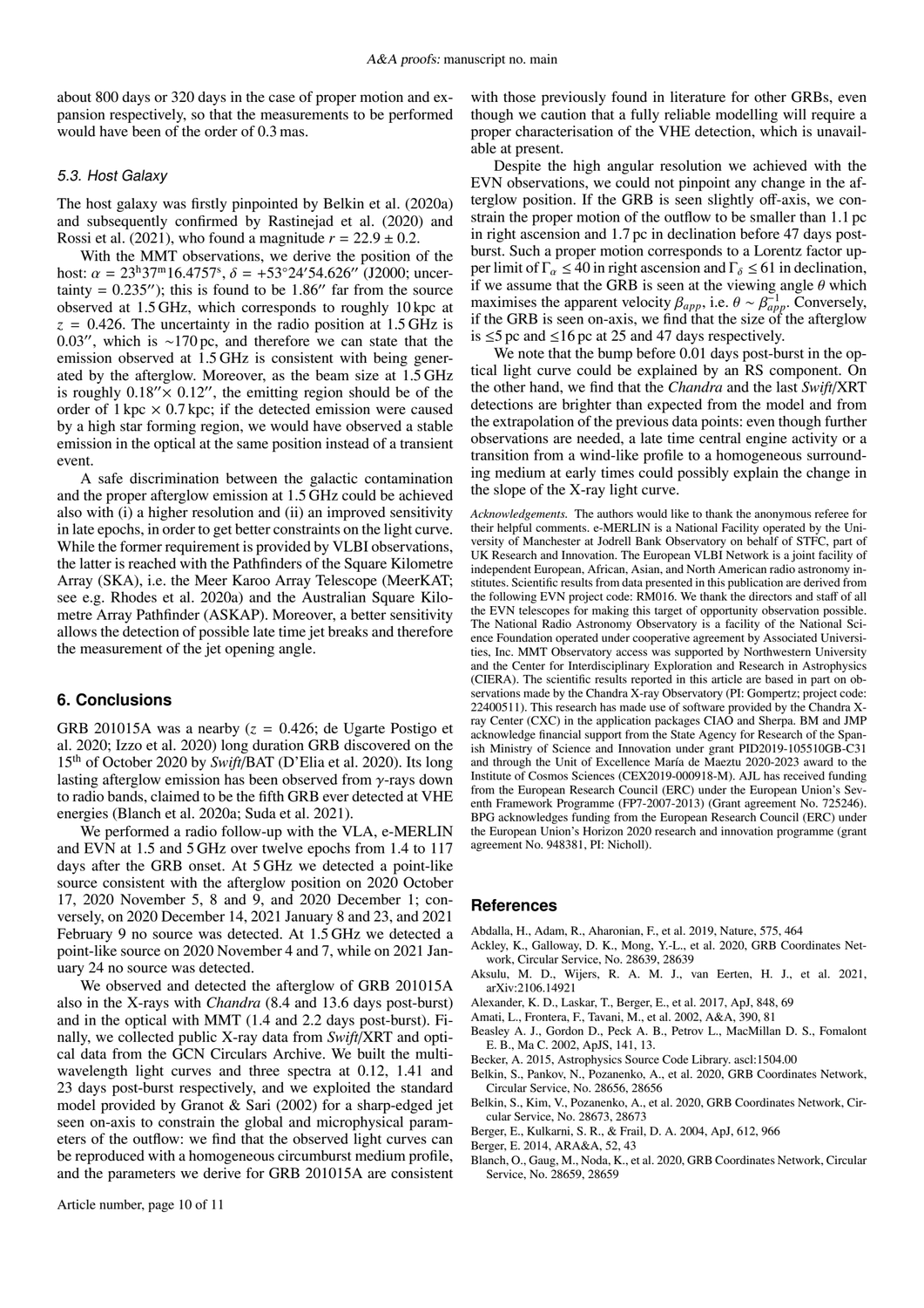about 800 days or 320 days in the case of proper motion and expansion respectively, so that the measurements to be performed would have been of the order of 0.3 mas.

### 5.3. Host Galaxy

The host galaxy was firstly pinpointed by Belkin et al. (2020a) and subsequently confirmed by Rastinejad et al. (2020) and Rossi et al. (2021), who found a magnitude $r = 22.9 \pm 0.2$.

With the MMT observations, we derive the position of the host: $\alpha = 23^{h}37^{m}16.4757^{s}$, $\delta = +53^{\circ}24'54.626''$ (J2000; uncertainty = 0.235″); this is found to be 1.86″ far from the source observed at 1.5 GHz, which corresponds to roughly 10 kpc at $z = 0.426$. The uncertainty in the radio position at 1.5 GHz is 0.03″, which is ∼170 pc, and therefore we can state that the emission observed at 1.5 GHz is consistent with being generated by the afterglow. Moreover, as the beam size at 1.5 GHz is roughly 0.18″× 0.12″, the emitting region should be of the order of 1 kpc × 0.7 kpc; if the detected emission were caused by a high star forming region, we would have observed a stable emission in the optical at the same position instead of a transient event.

A safe discrimination between the galactic contamination and the proper afterglow emission at 1.5 GHz could be achieved also with (i) a higher resolution and (ii) an improved sensitivity in late epochs, in order to get better constraints on the light curve. While the former requirement is provided by VLBI observations, the latter is reached with the Pathfinders of the Square Kilometre Array (SKA), i.e. the Meer Karoo Array Telescope (MeerKAT; see e.g. Rhodes et al. 2020a) and the Australian Square Kilometre Array Pathfinder (ASKAP). Moreover, a better sensitivity allows the detection of possible late time jet breaks and therefore the measurement of the jet opening angle.

## 6. Conclusions

GRB 201015A was a nearby ($z = 0.426$; de Ugarte Postigo et al. 2020; Izzo et al. 2020) long duration GRB discovered on the 15[th] of October 2020 by *Swift*/BAT (D'Elia et al. 2020). Its long lasting afterglow emission has been observed from $\gamma$-rays down to radio bands, claimed to be the fifth GRB ever detected at VHE energies (Blanch et al. 2020a; Suda et al. 2021).

We performed a radio follow-up with the VLA, e-MERLIN and EVN at 1.5 and 5 GHz over twelve epochs from 1.4 to 117 days after the GRB onset. At 5 GHz we detected a point-like source consistent with the afterglow position on 2020 October 17, 2020 November 5, 8 and 9, and 2020 December 1; conversely, on 2020 December 14, 2021 January 8 and 23, and 2021 February 9 no source was detected. At 1.5 GHz we detected a point-like source on 2020 November 4 and 7, while on 2021 January 24 no source was detected.

We observed and detected the afterglow of GRB 201015A also in the X-rays with *Chandra* (8.4 and 13.6 days post-burst) and in the optical with MMT (1.4 and 2.2 days post-burst). Finally, we collected public X-ray data from *Swift*/XRT and optical data from the GCN Circulars Archive. We built the multi-wavelength light curves and three spectra at 0.12, 1.41 and 23 days post-burst respectively, and we exploited the standard model provided by Granot & Sari (2002) for a sharp-edged jet seen on-axis to constrain the global and microphysical parameters of the outflow: we find that the observed light curves can be reproduced with a homogeneous circumburst medium profile, and the parameters we derive for GRB 201015A are consistent with those previously found in literature for other GRBs, even though we caution that a fully reliable modelling will require a proper characterisation of the VHE detection, which is unavailable at present.

Despite the high angular resolution we achieved with the EVN observations, we could not pinpoint any change in the afterglow position. If the GRB is seen slightly off-axis, we constrain the proper motion of the outflow to be smaller than 1.1 pc in right ascension and 1.7 pc in declination before 47 days post-burst. Such a proper motion corresponds to a Lorentz factor upper limit of $\Gamma_{\alpha} \leq 40$ in right ascension and $\Gamma_{\delta} \leq 61$ in declination, if we assume that the GRB is seen at the viewing angle $\theta$ which maximises the apparent velocity $\beta_{app}$, i.e. $\theta \sim \beta_{app}^{-1}$. Conversely, if the GRB is seen on-axis, we find that the size of the afterglow is ≤5 pc and ≤16 pc at 25 and 47 days respectively.

We note that the bump before 0.01 days post-burst in the optical light curve could be explained by an RS component. On the other hand, we find that the *Chandra* and the last *Swift*/XRT detections are brighter than expected from the model and from the extrapolation of the previous data points: even though further observations are needed, a late time central engine activity or a transition from a wind-like profile to a homogeneous surrounding medium at early times could possibly explain the change in the slope of the X-ray light curve.

*Acknowledgements.* The authors would like to thank the anonymous referee for their helpful comments. e-MERLIN is a National Facility operated by the University of Manchester at Jodrell Bank Observatory on behalf of STFC, part of UK Research and Innovation. The European VLBI Network is a joint facility of independent European, African, Asian, and North American radio astronomy institutes. Scientific results from data presented in this publication are derived from the following EVN project code: RM016. We thank the directors and staff of all the EVN telescopes for making this target of opportunity observation possible. The National Radio Astronomy Observatory is a facility of the National Science Foundation operated under cooperative agreement by Associated Universities, Inc. MMT Observatory access was supported by Northwestern University and the Center for Interdisciplinary Exploration and Research in Astrophysics (CIERA). The scientific results reported in this article are based in part on observations made by the Chandra X-ray Observatory (PI: Gompertz; project code: 22400511). This research has made use of software provided by the Chandra X-ray Center (CXC) in the application packages CIAO and Sherpa. BM and JMP acknowledge financial support from the State Agency for Research of the Spanish Ministry of Science and Innovation under grant PID2019-105510GB-C31 and through the Unit of Excellence María de Maeztu 2020-2023 award to the Institute of Cosmos Sciences (CEX2019-000918-M). AJL has received funding from the European Research Council (ERC) under the European Union's Seventh Framework Programme (FP7-2007-2013) (Grant agreement No. 725246). BPG acknowledges funding from the European Research Council (ERC) under the European Union's Horizon 2020 research and innovation programme (grant agreement No. 948381, PI: Nicholl).

## References

Abdalla, H., Adam, R., Aharonian, F., et al. 2019, Nature, 575, 464

Ackley, K., Galloway, D. K., Mong, Y.-L., et al. 2020, GRB Coordinates Network, Circular Service, No. 28639, 28639

Aksulu, M. D., Wijers, R. A. M. J., van Eerten, H. J., et al. 2021, arXiv:2106.14921

Alexander, K. D., Laskar, T., Berger, E., et al. 2017, ApJ, 848, 69

Amati, L., Frontera, F., Tavani, M., et al. 2002, A&A, 390, 81

Beasley A. J., Gordon D., Peck A. B., Petrov L., MacMillan D. S., Fomalont E. B., Ma C. 2002, ApJS, 141, 13.

Becker, A. 2015, Astrophysics Source Code Library. ascl:1504.00

Belkin, S., Pankov, N., Pozanenko, A., et al. 2020, GRB Coordinates Network, Circular Service, No. 28656, 28656

Belkin, S., Kim, V., Pozanenko, A., et al. 2020, GRB Coordinates Network, Circular Service, No. 28673, 28673

Berger, E., Kulkarni, S. R., & Frail, D. A. 2004, ApJ, 612, 966

Berger, E. 2014, ARA&A, 52, 43

Blanch, O., Gaug, M., Noda, K., et al. 2020, GRB Coordinates Network, Circular Service, No. 28659, 28659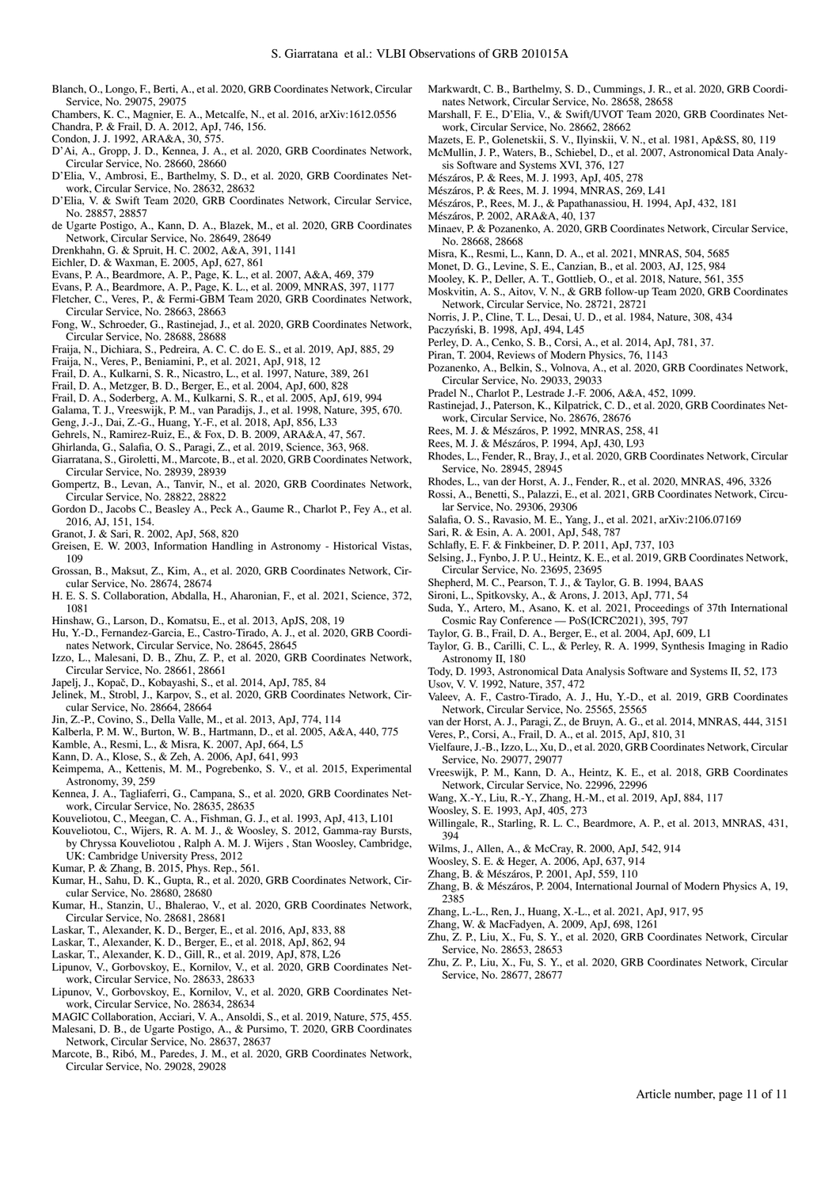Blanch, O., Longo, F., Berti, A., et al. 2020, GRB Coordinates Network, Circular Service, No. 29075, 29075

Chambers, K. C., Magnier, E. A., Metcalfe, N., et al. 2016, arXiv:1612.0556

Chandra, P. & Frail, D. A. 2012, ApJ, 746, 156.

Condon, J. J. 1992, ARA&A, 30, 575.

D'Ai, A., Gropp, J. D., Kennea, J. A., et al. 2020, GRB Coordinates Network, Circular Service, No. 28660, 28660

D'Elia, V., Ambrosi, E., Barthelmy, S. D., et al. 2020, GRB Coordinates Network, Circular Service, No. 28632, 28632

D'Elia, V. & Swift Team 2020, GRB Coordinates Network, Circular Service, No. 28857, 28857

de Ugarte Postigo, A., Kann, D. A., Blazek, M., et al. 2020, GRB Coordinates Network, Circular Service, No. 28649, 28649

Drenkhahn, G. & Spruit, H. C. 2002, A&A, 391, 1141

Eichler, D. & Waxman, E. 2005, ApJ, 627, 861

Evans, P. A., Beardmore, A. P., Page, K. L., et al. 2007, A&A, 469, 379

Evans, P. A., Beardmore, A. P., Page, K. L., et al. 2009, MNRAS, 397, 1177

Fletcher, C., Veres, P., & Fermi-GBM Team 2020, GRB Coordinates Network, Circular Service, No. 28663, 28663

Fong, W., Schroeder, G., Rastinejad, J., et al. 2020, GRB Coordinates Network, Circular Service, No. 28688, 28688

Fraija, N., Dichiara, S., Pedreira, A. C. C. do E. S., et al. 2019, ApJ, 885, 29

Fraija, N., Veres, P., Beniamini, P., et al. 2021, ApJ, 918, 12

Frail, D. A., Kulkarni, S. R., Nicastro, L., et al. 1997, Nature, 389, 261

Frail, D. A., Metzger, B. D., Berger, E., et al. 2004, ApJ, 600, 828

Frail, D. A., Soderberg, A. M., Kulkarni, S. R., et al. 2005, ApJ, 619, 994

Galama, T. J., Vreeswijk, P. M., van Paradijs, J., et al. 1998, Nature, 395, 670.

Geng, J.-J., Dai, Z.-G., Huang, Y.-F., et al. 2018, ApJ, 856, L33

Gehrels, N., Ramirez-Ruiz, E., & Fox, D. B. 2009, ARA&A, 47, 567.

Ghirlanda, G., Salafia, O. S., Paragi, Z., et al. 2019, Science, 363, 968.

Giarratana, S., Giroletti, M., Marcote, B., et al. 2020, GRB Coordinates Network, Circular Service, No. 28939, 28939

Gompertz, B., Levan, A., Tanvir, N., et al. 2020, GRB Coordinates Network, Circular Service, No. 28822, 28822

Gordon D., Jacobs C., Beasley A., Peck A., Gaume R., Charlot P., Fey A., et al. 2016, AJ, 151, 154.

Granot, J. & Sari, R. 2002, ApJ, 568, 820

Greisen, E. W. 2003, Information Handling in Astronomy - Historical Vistas, 109

Grossan, B., Maksut, Z., Kim, A., et al. 2020, GRB Coordinates Network, Circular Service, No. 28674, 28674

H. E. S. S. Collaboration, Abdalla, H., Aharonian, F., et al. 2021, Science, 372, 1081

Hinshaw, G., Larson, D., Komatsu, E., et al. 2013, ApJS, 208, 19

Hu, Y.-D., Fernandez-Garcia, E., Castro-Tirado, A. J., et al. 2020, GRB Coordinates Network, Circular Service, No. 28645, 28645

Izzo, L., Malesani, D. B., Zhu, Z. P., et al. 2020, GRB Coordinates Network, Circular Service, No. 28661, 28661

Japelj, J., Kopač, D., Kobayashi, S., et al. 2014, ApJ, 785, 84

Jelinek, M., Strobl, J., Karpov, S., et al. 2020, GRB Coordinates Network, Circular Service, No. 28664, 28664

Jin, Z.-P., Covino, S., Della Valle, M., et al. 2013, ApJ, 774, 114

Kalberla, P. M. W., Burton, W. B., Hartmann, D., et al. 2005, A&A, 440, 775

Kamble, A., Resmi, L., & Misra, K. 2007, ApJ, 664, L5

Kann, D. A., Klose, S., & Zeh, A. 2006, ApJ, 641, 993

Keimpema, A., Kettenis, M. M., Pogrebenko, S. V., et al. 2015, Experimental Astronomy, 39, 259

Kennea, J. A., Tagliaferri, G., Campana, S., et al. 2020, GRB Coordinates Network, Circular Service, No. 28635, 28635

Kouveliotou, C., Meegan, C. A., Fishman, G. J., et al. 1993, ApJ, 413, L101

Kouveliotou, C., Wijers, R. A. M. J., & Woosley, S. 2012, Gamma-ray Bursts, by Chryssa Kouveliotou , Ralph A. M. J. Wijers , Stan Woosley, Cambridge, UK: Cambridge University Press, 2012

Kumar, P. & Zhang, B. 2015, Phys. Rep., 561.

Kumar, H., Sahu, D. K., Gupta, R., et al. 2020, GRB Coordinates Network, Circular Service, No. 28680, 28680

Kumar, H., Stanzin, U., Bhalerao, V., et al. 2020, GRB Coordinates Network, Circular Service, No. 28681, 28681

Laskar, T., Alexander, K. D., Berger, E., et al. 2016, ApJ, 833, 88

Laskar, T., Alexander, K. D., Berger, E., et al. 2018, ApJ, 862, 94

Laskar, T., Alexander, K. D., Gill, R., et al. 2019, ApJ, 878, L26

Lipunov, V., Gorbovskoy, E., Kornilov, V., et al. 2020, GRB Coordinates Network, Circular Service, No. 28633, 28633

Lipunov, V., Gorbovskoy, E., Kornilov, V., et al. 2020, GRB Coordinates Network, Circular Service, No. 28634, 28634

MAGIC Collaboration, Acciari, V. A., Ansoldi, S., et al. 2019, Nature, 575, 455.

Malesani, D. B., de Ugarte Postigo, A., & Pursimo, T. 2020, GRB Coordinates Network, Circular Service, No. 28637, 28637

Marcote, B., Ribó, M., Paredes, J. M., et al. 2020, GRB Coordinates Network, Circular Service, No. 29028, 29028

Markwardt, C. B., Barthelmy, S. D., Cummings, J. R., et al. 2020, GRB Coordinates Network, Circular Service, No. 28658, 28658

Marshall, F. E., D'Elia, V., & Swift/UVOT Team 2020, GRB Coordinates Network, Circular Service, No. 28662, 28662

Mazets, E. P., Golenetskii, S. V., Ilyinskii, V. N., et al. 1981, Ap&SS, 80, 119

McMullin, J. P., Waters, B., Schiebel, D., et al. 2007, Astronomical Data Analysis Software and Systems XVI, 376, 127

Mészáros, P. & Rees, M. J. 1993, ApJ, 405, 278

Mészáros, P. & Rees, M. J. 1994, MNRAS, 269, L41

Mészáros, P., Rees, M. J., & Papathanassiou, H. 1994, ApJ, 432, 181

Mészáros, P. 2002, ARA&A, 40, 137

Minaev, P. & Pozanenko, A. 2020, GRB Coordinates Network, Circular Service, No. 28668, 28668

Misra, K., Resmi, L., Kann, D. A., et al. 2021, MNRAS, 504, 5685

Monet, D. G., Levine, S. E., Canzian, B., et al. 2003, AJ, 125, 984

Mooley, K. P., Deller, A. T., Gottlieb, O., et al. 2018, Nature, 561, 355

Moskvitin, A. S., Aitov, V. N., & GRB follow-up Team 2020, GRB Coordinates Network, Circular Service, No. 28721, 28721

Norris, J. P., Cline, T. L., Desai, U. D., et al. 1984, Nature, 308, 434

Paczyński, B. 1998, ApJ, 494, L45

Perley, D. A., Cenko, S. B., Corsi, A., et al. 2014, ApJ, 781, 37.

Piran, T. 2004, Reviews of Modern Physics, 76, 1143

Pozanenko, A., Belkin, S., Volnova, A., et al. 2020, GRB Coordinates Network, Circular Service, No. 29033, 29033

Pradel N., Charlot P., Lestrade J.-F. 2006, A&A, 452, 1099.

Rastinejad, J., Paterson, K., Kilpatrick, C. D., et al. 2020, GRB Coordinates Network, Circular Service, No. 28676, 28676

Rees, M. J. & Mészáros, P. 1992, MNRAS, 258, 41

Rees, M. J. & Mészáros, P. 1994, ApJ, 430, L93

Rhodes, L., Fender, R., Bray, J., et al. 2020, GRB Coordinates Network, Circular Service, No. 28945, 28945

Rhodes, L., van der Horst, A. J., Fender, R., et al. 2020, MNRAS, 496, 3326

Rossi, A., Benetti, S., Palazzi, E., et al. 2021, GRB Coordinates Network, Circular Service, No. 29306, 29306

Salafia, O. S., Ravasio, M. E., Yang, J., et al. 2021, arXiv:2106.07169

Sari, R. & Esin, A. A. 2001, ApJ, 548, 787

Schlafly, E. F. & Finkbeiner, D. P. 2011, ApJ, 737, 103

Selsing, J., Fynbo, J. P. U., Heintz, K. E., et al. 2019, GRB Coordinates Network, Circular Service, No. 23695, 23695

Shepherd, M. C., Pearson, T. J., & Taylor, G. B. 1994, BAAS

Sironi, L., Spitkovsky, A., & Arons, J. 2013, ApJ, 771, 54

Suda, Y., Artero, M., Asano, K. et al. 2021, Proceedings of 37th International Cosmic Ray Conference — PoS(ICRC2021), 395, 797

Taylor, G. B., Frail, D. A., Berger, E., et al. 2004, ApJ, 609, L1

Taylor, G. B., Carilli, C. L., & Perley, R. A. 1999, Synthesis Imaging in Radio Astronomy II, 180

Tody, D. 1993, Astronomical Data Analysis Software and Systems II, 52, 173

Usov, V. V. 1992, Nature, 357, 472

Valeev, A. F., Castro-Tirado, A. J., Hu, Y.-D., et al. 2019, GRB Coordinates Network, Circular Service, No. 25565, 25565

van der Horst, A. J., Paragi, Z., de Bruyn, A. G., et al. 2014, MNRAS, 444, 3151

Veres, P., Corsi, A., Frail, D. A., et al. 2015, ApJ, 810, 31

Vielfaure, J.-B., Izzo, L., Xu, D., et al. 2020, GRB Coordinates Network, Circular Service, No. 29077, 29077

Vreeswijk, P. M., Kann, D. A., Heintz, K. E., et al. 2018, GRB Coordinates Network, Circular Service, No. 22996, 22996

Wang, X.-Y., Liu, R.-Y., Zhang, H.-M., et al. 2019, ApJ, 884, 117

Woosley, S. E. 1993, ApJ, 405, 273

Willingale, R., Starling, R. L. C., Beardmore, A. P., et al. 2013, MNRAS, 431, 394

Wilms, J., Allen, A., & McCray, R. 2000, ApJ, 542, 914

Woosley, S. E. & Heger, A. 2006, ApJ, 637, 914

Zhang, B. & Mészáros, P. 2001, ApJ, 559, 110

Zhang, B. & Mészáros, P. 2004, International Journal of Modern Physics A, 19, 2385

Zhang, L.-L., Ren, J., Huang, X.-L., et al. 2021, ApJ, 917, 95

Zhang, W. & MacFadyen, A. 2009, ApJ, 698, 1261

Zhu, Z. P., Liu, X., Fu, S. Y., et al. 2020, GRB Coordinates Network, Circular Service, No. 28653, 28653

Zhu, Z. P., Liu, X., Fu, S. Y., et al. 2020, GRB Coordinates Network, Circular Service, No. 28677, 28677